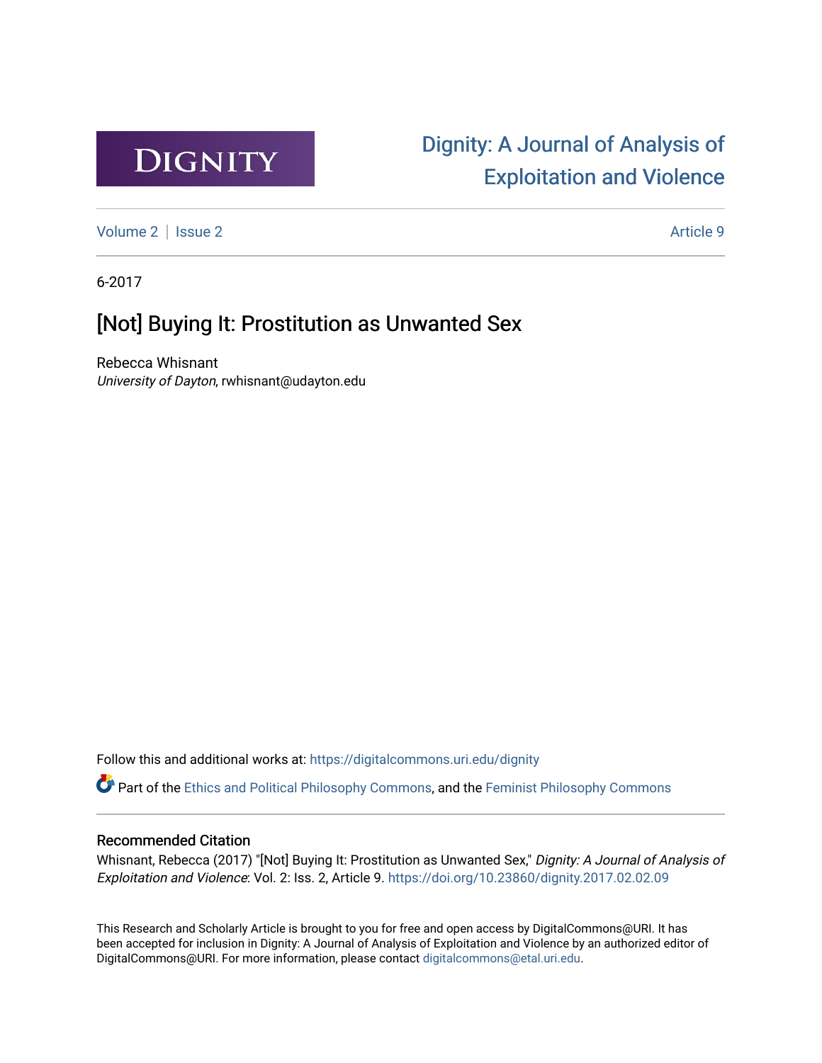DIGNITY

Dignity: A Journal of Analysis of Exploitation and Violence

Volume 2 | Issue 2 Article 9

6-2017

# [Not] Buying It: Prostitution as Unwanted Sex

Rebecca Whisnant
*University of Dayton*, rwhisnant@udayton.edu

Follow this and additional works at: https://digitalcommons.uri.edu/dignity

Part of the Ethics and Political Philosophy Commons, and the Feminist Philosophy Commons

## Recommended Citation

Whisnant, Rebecca (2017) "[Not] Buying It: Prostitution as Unwanted Sex," *Dignity: A Journal of Analysis of Exploitation and Violence*: Vol. 2: Iss. 2, Article 9. https://doi.org/10.23860/dignity.2017.02.02.09

This Research and Scholarly Article is brought to you for free and open access by DigitalCommons@URI. It has been accepted for inclusion in Dignity: A Journal of Analysis of Exploitation and Violence by an authorized editor of DigitalCommons@URI. For more information, please contact digitalcommons@etal.uri.edu.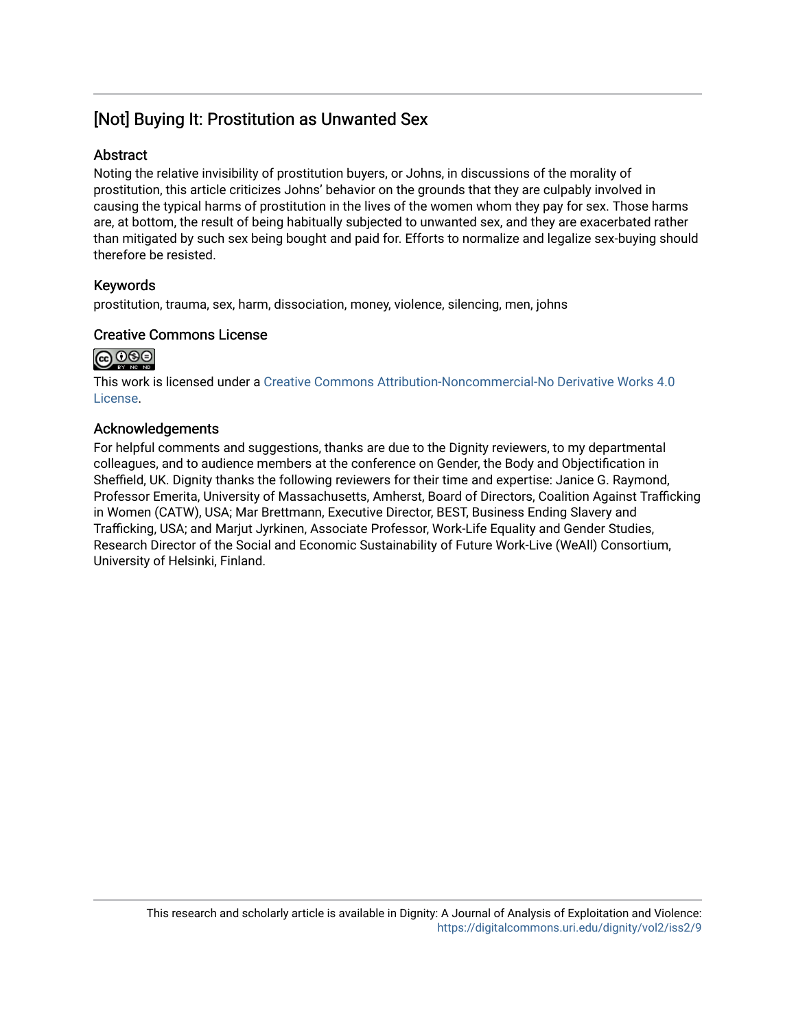## [Not] Buying It: Prostitution as Unwanted Sex

### Abstract

Noting the relative invisibility of prostitution buyers, or Johns, in discussions of the morality of prostitution, this article criticizes Johns' behavior on the grounds that they are culpably involved in causing the typical harms of prostitution in the lives of the women whom they pay for sex. Those harms are, at bottom, the result of being habitually subjected to unwanted sex, and they are exacerbated rather than mitigated by such sex being bought and paid for. Efforts to normalize and legalize sex-buying should therefore be resisted.

### Keywords

prostitution, trauma, sex, harm, dissociation, money, violence, silencing, men, johns

### Creative Commons License

This work is licensed under a Creative Commons Attribution-Noncommercial-No Derivative Works 4.0 License.

### Acknowledgements

For helpful comments and suggestions, thanks are due to the Dignity reviewers, to my departmental colleagues, and to audience members at the conference on Gender, the Body and Objectification in Sheffield, UK. Dignity thanks the following reviewers for their time and expertise: Janice G. Raymond, Professor Emerita, University of Massachusetts, Amherst, Board of Directors, Coalition Against Trafficking in Women (CATW), USA; Mar Brettmann, Executive Director, BEST, Business Ending Slavery and Trafficking, USA; and Marjut Jyrkinen, Associate Professor, Work-Life Equality and Gender Studies, Research Director of the Social and Economic Sustainability of Future Work-Live (WeAll) Consortium, University of Helsinki, Finland.

This research and scholarly article is available in Dignity: A Journal of Analysis of Exploitation and Violence: https://digitalcommons.uri.edu/dignity/vol2/iss2/9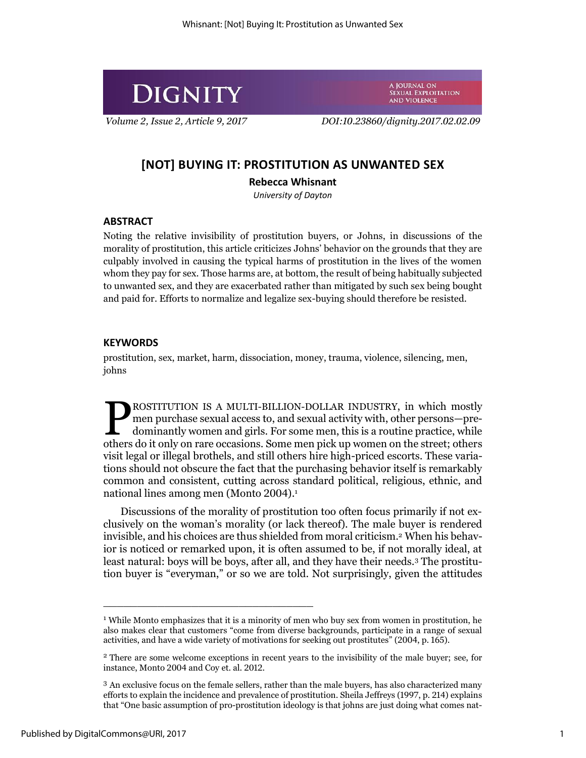# [NOT] BUYING IT: PROSTITUTION AS UNWANTED SEX

**Rebecca Whisnant**

*University of Dayton*

## ABSTRACT

Noting the relative invisibility of prostitution buyers, or Johns, in discussions of the morality of prostitution, this article criticizes Johns' behavior on the grounds that they are culpably involved in causing the typical harms of prostitution in the lives of the women whom they pay for sex. Those harms are, at bottom, the result of being habitually subjected to unwanted sex, and they are exacerbated rather than mitigated by such sex being bought and paid for. Efforts to normalize and legalize sex-buying should therefore be resisted.

## KEYWORDS

prostitution, sex, market, harm, dissociation, money, trauma, violence, silencing, men, johns

PROSTITUTION IS A MULTI-BILLION-DOLLAR INDUSTRY, in which mostly men purchase sexual access to, and sexual activity with, other persons—predominantly women and girls. For some men, this is a routine practice, while others do it only on rare occasions. Some men pick up women on the street; others visit legal or illegal brothels, and still others hire high-priced escorts. These variations should not obscure the fact that the purchasing behavior itself is remarkably common and consistent, cutting across standard political, religious, ethnic, and national lines among men (Monto 2004).[1]

Discussions of the morality of prostitution too often focus primarily if not exclusively on the woman's morality (or lack thereof). The male buyer is rendered invisible, and his choices are thus shielded from moral criticism.[2] When his behavior is noticed or remarked upon, it is often assumed to be, if not morally ideal, at least natural: boys will be boys, after all, and they have their needs.[3] The prostitution buyer is "everyman," or so we are told. Not surprisingly, given the attitudes

---

[1] While Monto emphasizes that it is a minority of men who buy sex from women in prostitution, he also makes clear that customers "come from diverse backgrounds, participate in a range of sexual activities, and have a wide variety of motivations for seeking out prostitutes" (2004, p. 165).

[2] There are some welcome exceptions in recent years to the invisibility of the male buyer; see, for instance, Monto 2004 and Coy et. al. 2012.

[3] An exclusive focus on the female sellers, rather than the male buyers, has also characterized many efforts to explain the incidence and prevalence of prostitution. Sheila Jeffreys (1997, p. 214) explains that "One basic assumption of pro-prostitution ideology is that johns are just doing what comes nat-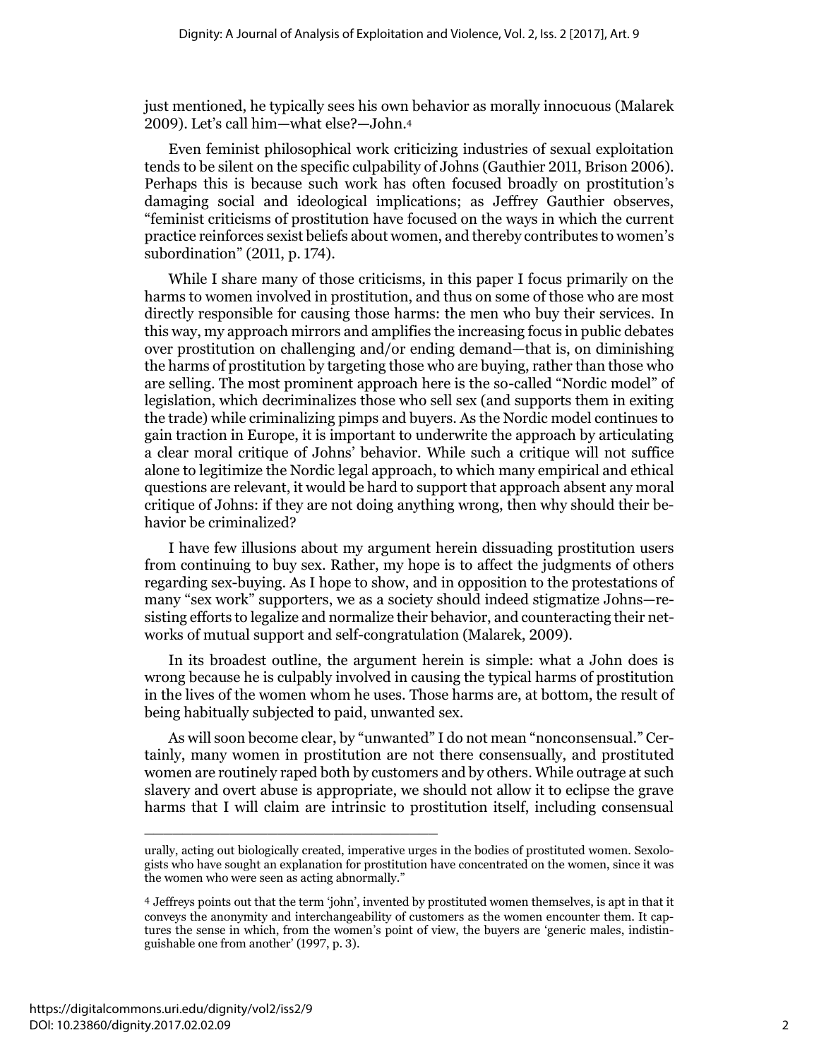just mentioned, he typically sees his own behavior as morally innocuous (Malarek 2009). Let's call him—what else?—John.[4]

Even feminist philosophical work criticizing industries of sexual exploitation tends to be silent on the specific culpability of Johns (Gauthier 2011, Brison 2006). Perhaps this is because such work has often focused broadly on prostitution's damaging social and ideological implications; as Jeffrey Gauthier observes, "feminist criticisms of prostitution have focused on the ways in which the current practice reinforces sexist beliefs about women, and thereby contributes to women's subordination" (2011, p. 174).

While I share many of those criticisms, in this paper I focus primarily on the harms to women involved in prostitution, and thus on some of those who are most directly responsible for causing those harms: the men who buy their services. In this way, my approach mirrors and amplifies the increasing focus in public debates over prostitution on challenging and/or ending demand—that is, on diminishing the harms of prostitution by targeting those who are buying, rather than those who are selling. The most prominent approach here is the so-called "Nordic model" of legislation, which decriminalizes those who sell sex (and supports them in exiting the trade) while criminalizing pimps and buyers. As the Nordic model continues to gain traction in Europe, it is important to underwrite the approach by articulating a clear moral critique of Johns' behavior. While such a critique will not suffice alone to legitimize the Nordic legal approach, to which many empirical and ethical questions are relevant, it would be hard to support that approach absent any moral critique of Johns: if they are not doing anything wrong, then why should their behavior be criminalized?

I have few illusions about my argument herein dissuading prostitution users from continuing to buy sex. Rather, my hope is to affect the judgments of others regarding sex-buying. As I hope to show, and in opposition to the protestations of many "sex work" supporters, we as a society should indeed stigmatize Johns—resisting efforts to legalize and normalize their behavior, and counteracting their networks of mutual support and self-congratulation (Malarek, 2009).

In its broadest outline, the argument herein is simple: what a John does is wrong because he is culpably involved in causing the typical harms of prostitution in the lives of the women whom he uses. Those harms are, at bottom, the result of being habitually subjected to paid, unwanted sex.

As will soon become clear, by "unwanted" I do not mean "nonconsensual." Certainly, many women in prostitution are not there consensually, and prostituted women are routinely raped both by customers and by others. While outrage at such slavery and overt abuse is appropriate, we should not allow it to eclipse the grave harms that I will claim are intrinsic to prostitution itself, including consensual

---

urally, acting out biologically created, imperative urges in the bodies of prostituted women. Sexologists who have sought an explanation for prostitution have concentrated on the women, since it was the women who were seen as acting abnormally."

[4] Jeffreys points out that the term 'john', invented by prostituted women themselves, is apt in that it conveys the anonymity and interchangeability of customers as the women encounter them. It captures the sense in which, from the women's point of view, the buyers are 'generic males, indistinguishable one from another' (1997, p. 3).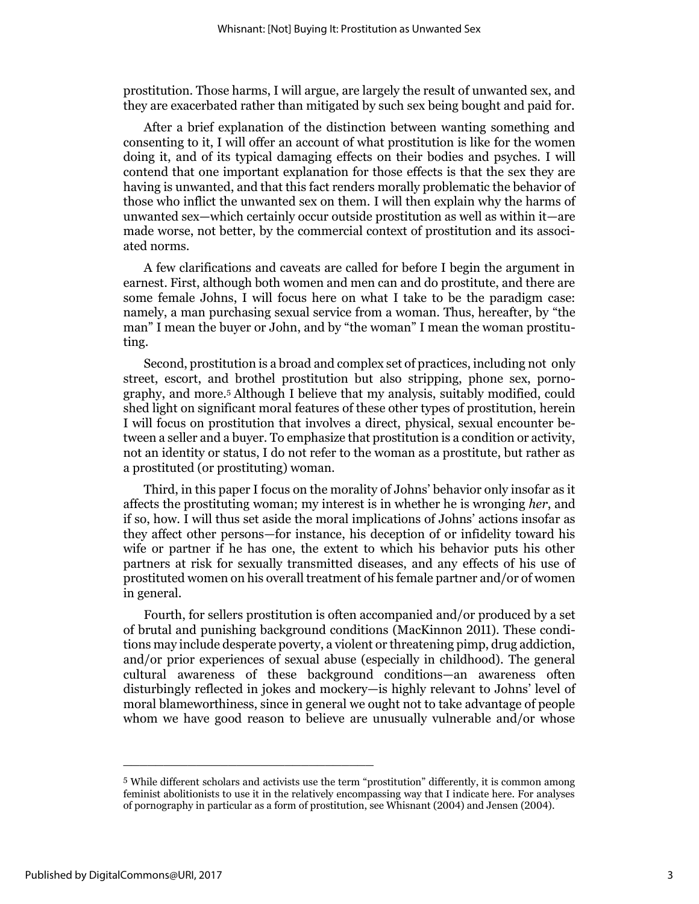prostitution. Those harms, I will argue, are largely the result of unwanted sex, and they are exacerbated rather than mitigated by such sex being bought and paid for.

After a brief explanation of the distinction between wanting something and consenting to it, I will offer an account of what prostitution is like for the women doing it, and of its typical damaging effects on their bodies and psyches. I will contend that one important explanation for those effects is that the sex they are having is unwanted, and that this fact renders morally problematic the behavior of those who inflict the unwanted sex on them. I will then explain why the harms of unwanted sex—which certainly occur outside prostitution as well as within it—are made worse, not better, by the commercial context of prostitution and its associated norms.

A few clarifications and caveats are called for before I begin the argument in earnest. First, although both women and men can and do prostitute, and there are some female Johns, I will focus here on what I take to be the paradigm case: namely, a man purchasing sexual service from a woman. Thus, hereafter, by "the man" I mean the buyer or John, and by "the woman" I mean the woman prostituting.

Second, prostitution is a broad and complex set of practices, including not only street, escort, and brothel prostitution but also stripping, phone sex, pornography, and more.[5] Although I believe that my analysis, suitably modified, could shed light on significant moral features of these other types of prostitution, herein I will focus on prostitution that involves a direct, physical, sexual encounter between a seller and a buyer. To emphasize that prostitution is a condition or activity, not an identity or status, I do not refer to the woman as a prostitute, but rather as a prostituted (or prostituting) woman.

Third, in this paper I focus on the morality of Johns' behavior only insofar as it affects the prostituting woman; my interest is in whether he is wronging *her*, and if so, how. I will thus set aside the moral implications of Johns' actions insofar as they affect other persons—for instance, his deception of or infidelity toward his wife or partner if he has one, the extent to which his behavior puts his other partners at risk for sexually transmitted diseases, and any effects of his use of prostituted women on his overall treatment of his female partner and/or of women in general.

Fourth, for sellers prostitution is often accompanied and/or produced by a set of brutal and punishing background conditions (MacKinnon 2011). These conditions may include desperate poverty, a violent or threatening pimp, drug addiction, and/or prior experiences of sexual abuse (especially in childhood). The general cultural awareness of these background conditions—an awareness often disturbingly reflected in jokes and mockery—is highly relevant to Johns' level of moral blameworthiness, since in general we ought not to take advantage of people whom we have good reason to believe are unusually vulnerable and/or whose

---

[5] While different scholars and activists use the term "prostitution" differently, it is common among feminist abolitionists to use it in the relatively encompassing way that I indicate here. For analyses of pornography in particular as a form of prostitution, see Whisnant (2004) and Jensen (2004).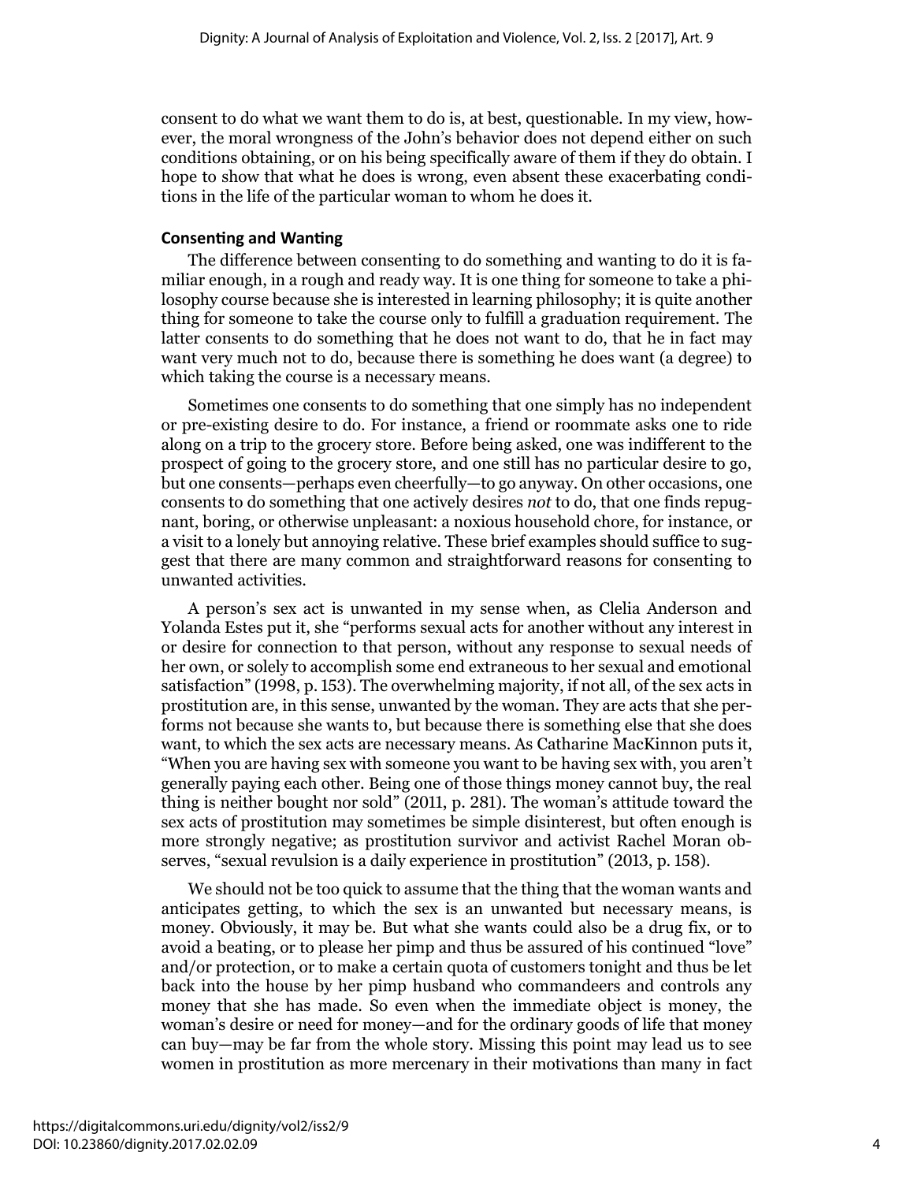consent to do what we want them to do is, at best, questionable. In my view, however, the moral wrongness of the John's behavior does not depend either on such conditions obtaining, or on his being specifically aware of them if they do obtain. I hope to show that what he does is wrong, even absent these exacerbating conditions in the life of the particular woman to whom he does it.

### Consenting and Wanting

The difference between consenting to do something and wanting to do it is familiar enough, in a rough and ready way. It is one thing for someone to take a philosophy course because she is interested in learning philosophy; it is quite another thing for someone to take the course only to fulfill a graduation requirement. The latter consents to do something that he does not want to do, that he in fact may want very much not to do, because there is something he does want (a degree) to which taking the course is a necessary means.

Sometimes one consents to do something that one simply has no independent or pre-existing desire to do. For instance, a friend or roommate asks one to ride along on a trip to the grocery store. Before being asked, one was indifferent to the prospect of going to the grocery store, and one still has no particular desire to go, but one consents—perhaps even cheerfully—to go anyway. On other occasions, one consents to do something that one actively desires *not* to do, that one finds repugnant, boring, or otherwise unpleasant: a noxious household chore, for instance, or a visit to a lonely but annoying relative. These brief examples should suffice to suggest that there are many common and straightforward reasons for consenting to unwanted activities.

A person's sex act is unwanted in my sense when, as Clelia Anderson and Yolanda Estes put it, she "performs sexual acts for another without any interest in or desire for connection to that person, without any response to sexual needs of her own, or solely to accomplish some end extraneous to her sexual and emotional satisfaction" (1998, p. 153). The overwhelming majority, if not all, of the sex acts in prostitution are, in this sense, unwanted by the woman. They are acts that she performs not because she wants to, but because there is something else that she does want, to which the sex acts are necessary means. As Catharine MacKinnon puts it, "When you are having sex with someone you want to be having sex with, you aren't generally paying each other. Being one of those things money cannot buy, the real thing is neither bought nor sold" (2011, p. 281). The woman's attitude toward the sex acts of prostitution may sometimes be simple disinterest, but often enough is more strongly negative; as prostitution survivor and activist Rachel Moran observes, "sexual revulsion is a daily experience in prostitution" (2013, p. 158).

We should not be too quick to assume that the thing that the woman wants and anticipates getting, to which the sex is an unwanted but necessary means, is money. Obviously, it may be. But what she wants could also be a drug fix, or to avoid a beating, or to please her pimp and thus be assured of his continued "love" and/or protection, or to make a certain quota of customers tonight and thus be let back into the house by her pimp husband who commandeers and controls any money that she has made. So even when the immediate object is money, the woman's desire or need for money—and for the ordinary goods of life that money can buy—may be far from the whole story. Missing this point may lead us to see women in prostitution as more mercenary in their motivations than many in fact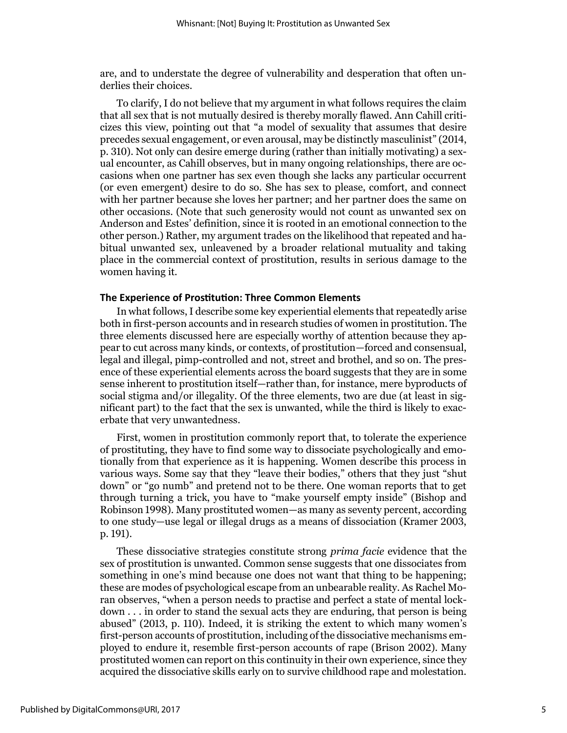are, and to understate the degree of vulnerability and desperation that often underlies their choices.

To clarify, I do not believe that my argument in what follows requires the claim that all sex that is not mutually desired is thereby morally flawed. Ann Cahill criticizes this view, pointing out that "a model of sexuality that assumes that desire precedes sexual engagement, or even arousal, may be distinctly masculinist" (2014, p. 310). Not only can desire emerge during (rather than initially motivating) a sexual encounter, as Cahill observes, but in many ongoing relationships, there are occasions when one partner has sex even though she lacks any particular occurrent (or even emergent) desire to do so. She has sex to please, comfort, and connect with her partner because she loves her partner; and her partner does the same on other occasions. (Note that such generosity would not count as unwanted sex on Anderson and Estes' definition, since it is rooted in an emotional connection to the other person.) Rather, my argument trades on the likelihood that repeated and habitual unwanted sex, unleavened by a broader relational mutuality and taking place in the commercial context of prostitution, results in serious damage to the women having it.

### The Experience of Prostitution: Three Common Elements

In what follows, I describe some key experiential elements that repeatedly arise both in first-person accounts and in research studies of women in prostitution. The three elements discussed here are especially worthy of attention because they appear to cut across many kinds, or contexts, of prostitution—forced and consensual, legal and illegal, pimp-controlled and not, street and brothel, and so on. The presence of these experiential elements across the board suggests that they are in some sense inherent to prostitution itself—rather than, for instance, mere byproducts of social stigma and/or illegality. Of the three elements, two are due (at least in significant part) to the fact that the sex is unwanted, while the third is likely to exacerbate that very unwantedness.

First, women in prostitution commonly report that, to tolerate the experience of prostituting, they have to find some way to dissociate psychologically and emotionally from that experience as it is happening. Women describe this process in various ways. Some say that they "leave their bodies," others that they just "shut down" or "go numb" and pretend not to be there. One woman reports that to get through turning a trick, you have to "make yourself empty inside" (Bishop and Robinson 1998). Many prostituted women—as many as seventy percent, according to one study—use legal or illegal drugs as a means of dissociation (Kramer 2003, p. 191).

These dissociative strategies constitute strong *prima facie* evidence that the sex of prostitution is unwanted. Common sense suggests that one dissociates from something in one's mind because one does not want that thing to be happening; these are modes of psychological escape from an unbearable reality. As Rachel Moran observes, "when a person needs to practise and perfect a state of mental lockdown . . . in order to stand the sexual acts they are enduring, that person is being abused" (2013, p. 110). Indeed, it is striking the extent to which many women's first-person accounts of prostitution, including of the dissociative mechanisms employed to endure it, resemble first-person accounts of rape (Brison 2002). Many prostituted women can report on this continuity in their own experience, since they acquired the dissociative skills early on to survive childhood rape and molestation.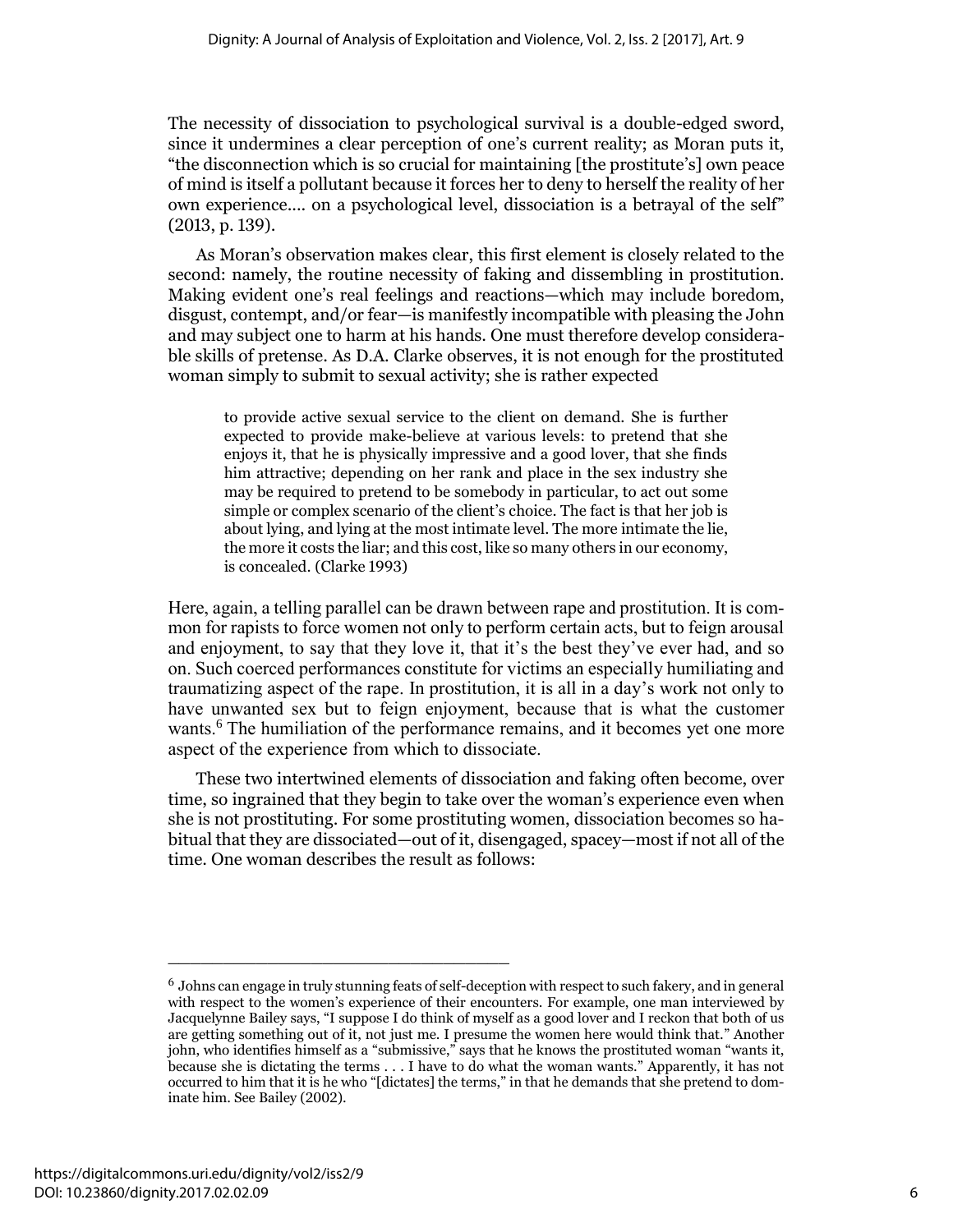The necessity of dissociation to psychological survival is a double-edged sword, since it undermines a clear perception of one's current reality; as Moran puts it, "the disconnection which is so crucial for maintaining [the prostitute's] own peace of mind is itself a pollutant because it forces her to deny to herself the reality of her own experience.... on a psychological level, dissociation is a betrayal of the self" (2013, p. 139).

As Moran's observation makes clear, this first element is closely related to the second: namely, the routine necessity of faking and dissembling in prostitution. Making evident one's real feelings and reactions—which may include boredom, disgust, contempt, and/or fear—is manifestly incompatible with pleasing the John and may subject one to harm at his hands. One must therefore develop considerable skills of pretense. As D.A. Clarke observes, it is not enough for the prostituted woman simply to submit to sexual activity; she is rather expected

> to provide active sexual service to the client on demand. She is further expected to provide make-believe at various levels: to pretend that she enjoys it, that he is physically impressive and a good lover, that she finds him attractive; depending on her rank and place in the sex industry she may be required to pretend to be somebody in particular, to act out some simple or complex scenario of the client's choice. The fact is that her job is about lying, and lying at the most intimate level. The more intimate the lie, the more it costs the liar; and this cost, like so many others in our economy, is concealed. (Clarke 1993)

Here, again, a telling parallel can be drawn between rape and prostitution. It is common for rapists to force women not only to perform certain acts, but to feign arousal and enjoyment, to say that they love it, that it's the best they've ever had, and so on. Such coerced performances constitute for victims an especially humiliating and traumatizing aspect of the rape. In prostitution, it is all in a day's work not only to have unwanted sex but to feign enjoyment, because that is what the customer wants.[6] The humiliation of the performance remains, and it becomes yet one more aspect of the experience from which to dissociate.

These two intertwined elements of dissociation and faking often become, over time, so ingrained that they begin to take over the woman's experience even when she is not prostituting. For some prostituting women, dissociation becomes so habitual that they are dissociated—out of it, disengaged, spacey—most if not all of the time. One woman describes the result as follows:

---

[6] Johns can engage in truly stunning feats of self-deception with respect to such fakery, and in general with respect to the women's experience of their encounters. For example, one man interviewed by Jacquelynne Bailey says, "I suppose I do think of myself as a good lover and I reckon that both of us are getting something out of it, not just me. I presume the women here would think that." Another john, who identifies himself as a "submissive," says that he knows the prostituted woman "wants it, because she is dictating the terms . . . I have to do what the woman wants." Apparently, it has not occurred to him that it is he who "[dictates] the terms," in that he demands that she pretend to dominate him. See Bailey (2002).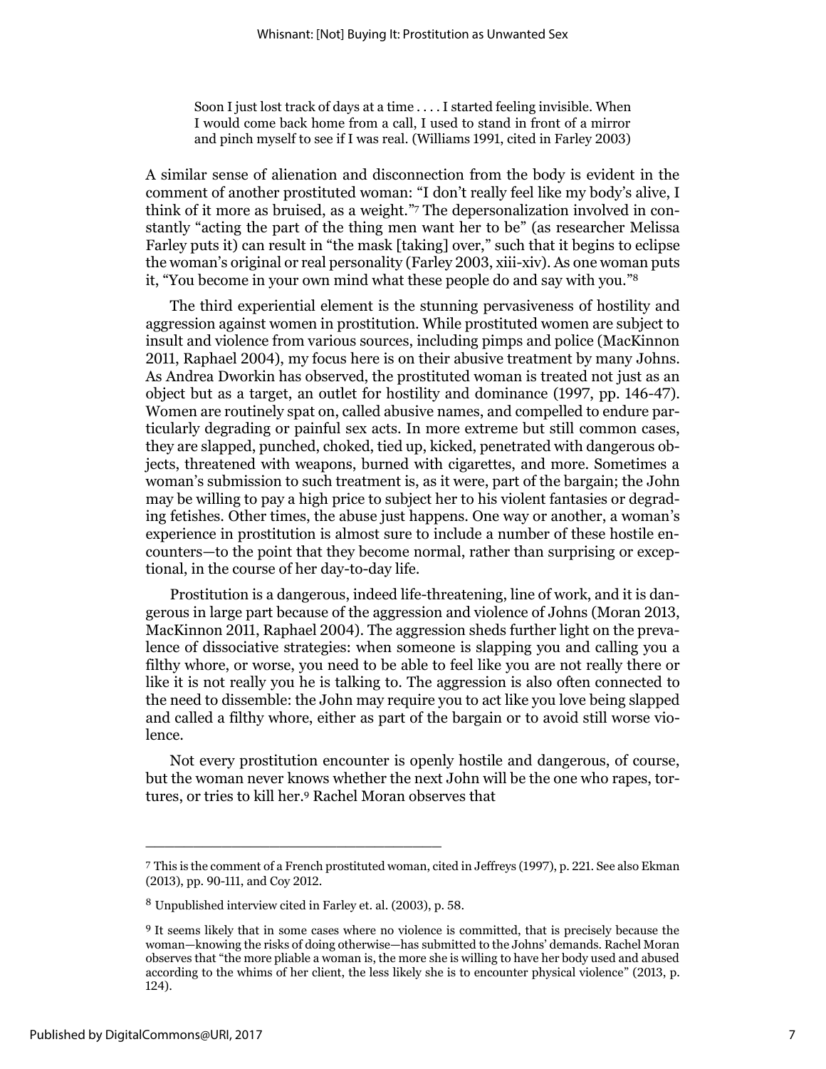> Soon I just lost track of days at a time . . . . I started feeling invisible. When I would come back home from a call, I used to stand in front of a mirror and pinch myself to see if I was real. (Williams 1991, cited in Farley 2003)

A similar sense of alienation and disconnection from the body is evident in the comment of another prostituted woman: "I don't really feel like my body's alive, I think of it more as bruised, as a weight."[7] The depersonalization involved in constantly "acting the part of the thing men want her to be" (as researcher Melissa Farley puts it) can result in "the mask [taking] over," such that it begins to eclipse the woman's original or real personality (Farley 2003, xiii-xiv). As one woman puts it, "You become in your own mind what these people do and say with you."[8]

The third experiential element is the stunning pervasiveness of hostility and aggression against women in prostitution. While prostituted women are subject to insult and violence from various sources, including pimps and police (MacKinnon 2011, Raphael 2004), my focus here is on their abusive treatment by many Johns. As Andrea Dworkin has observed, the prostituted woman is treated not just as an object but as a target, an outlet for hostility and dominance (1997, pp. 146-47). Women are routinely spat on, called abusive names, and compelled to endure particularly degrading or painful sex acts. In more extreme but still common cases, they are slapped, punched, choked, tied up, kicked, penetrated with dangerous objects, threatened with weapons, burned with cigarettes, and more. Sometimes a woman's submission to such treatment is, as it were, part of the bargain; the John may be willing to pay a high price to subject her to his violent fantasies or degrading fetishes. Other times, the abuse just happens. One way or another, a woman's experience in prostitution is almost sure to include a number of these hostile encounters—to the point that they become normal, rather than surprising or exceptional, in the course of her day-to-day life.

Prostitution is a dangerous, indeed life-threatening, line of work, and it is dangerous in large part because of the aggression and violence of Johns (Moran 2013, MacKinnon 2011, Raphael 2004). The aggression sheds further light on the prevalence of dissociative strategies: when someone is slapping you and calling you a filthy whore, or worse, you need to be able to feel like you are not really there or like it is not really you he is talking to. The aggression is also often connected to the need to dissemble: the John may require you to act like you love being slapped and called a filthy whore, either as part of the bargain or to avoid still worse violence.

Not every prostitution encounter is openly hostile and dangerous, of course, but the woman never knows whether the next John will be the one who rapes, tortures, or tries to kill her.[9] Rachel Moran observes that

---

[7] This is the comment of a French prostituted woman, cited in Jeffreys (1997), p. 221. See also Ekman (2013), pp. 90-111, and Coy 2012.

[8] Unpublished interview cited in Farley et. al. (2003), p. 58.

[9] It seems likely that in some cases where no violence is committed, that is precisely because the woman—knowing the risks of doing otherwise—has submitted to the Johns' demands. Rachel Moran observes that "the more pliable a woman is, the more she is willing to have her body used and abused according to the whims of her client, the less likely she is to encounter physical violence" (2013, p. 124).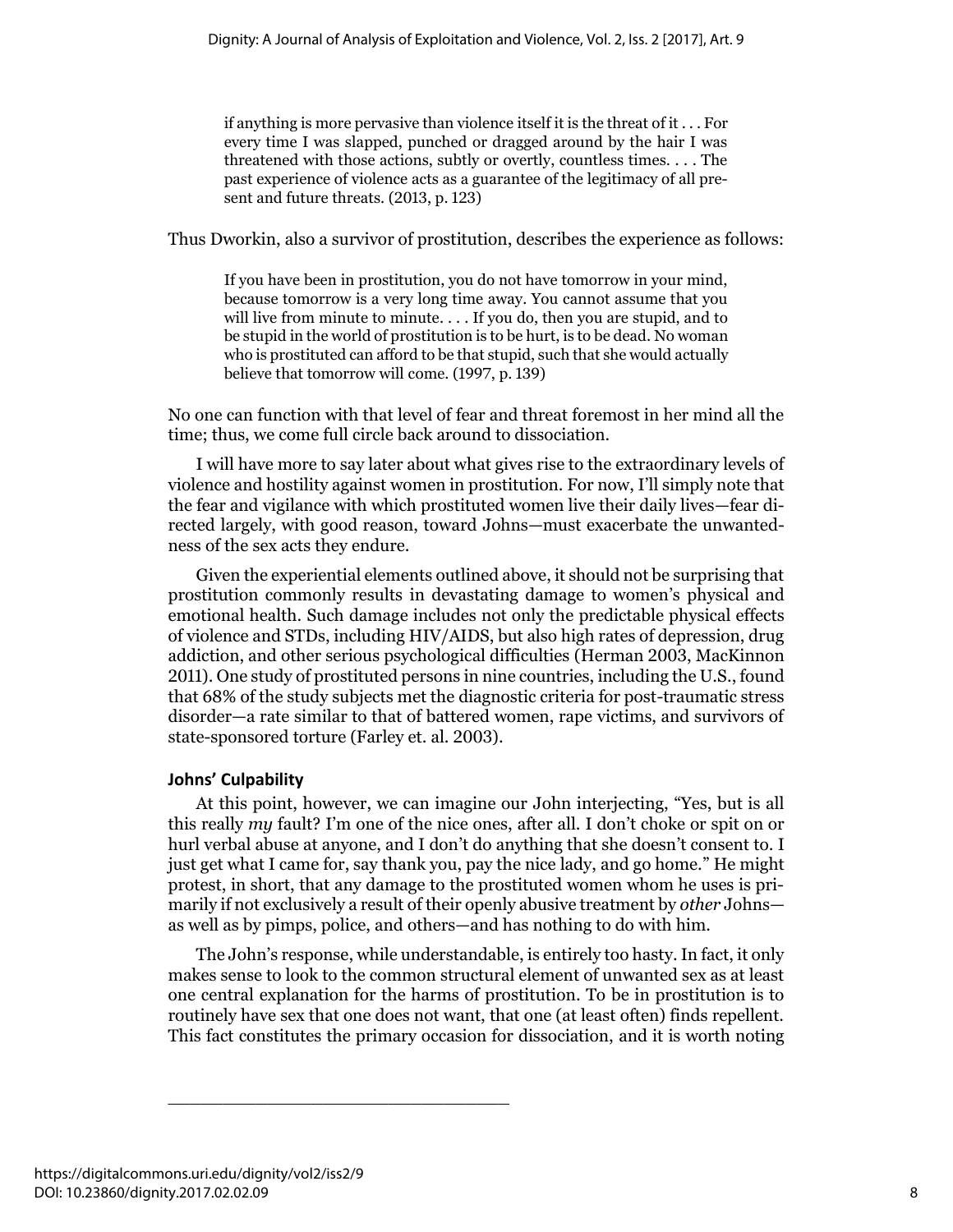> if anything is more pervasive than violence itself it is the threat of it . . . For every time I was slapped, punched or dragged around by the hair I was threatened with those actions, subtly or overtly, countless times. . . . The past experience of violence acts as a guarantee of the legitimacy of all present and future threats. (2013, p. 123)

Thus Dworkin, also a survivor of prostitution, describes the experience as follows:

> If you have been in prostitution, you do not have tomorrow in your mind, because tomorrow is a very long time away. You cannot assume that you will live from minute to minute. . . . If you do, then you are stupid, and to be stupid in the world of prostitution is to be hurt, is to be dead. No woman who is prostituted can afford to be that stupid, such that she would actually believe that tomorrow will come. (1997, p. 139)

No one can function with that level of fear and threat foremost in her mind all the time; thus, we come full circle back around to dissociation.

I will have more to say later about what gives rise to the extraordinary levels of violence and hostility against women in prostitution. For now, I'll simply note that the fear and vigilance with which prostituted women live their daily lives—fear directed largely, with good reason, toward Johns—must exacerbate the unwantedness of the sex acts they endure.

Given the experiential elements outlined above, it should not be surprising that prostitution commonly results in devastating damage to women's physical and emotional health. Such damage includes not only the predictable physical effects of violence and STDs, including HIV/AIDS, but also high rates of depression, drug addiction, and other serious psychological difficulties (Herman 2003, MacKinnon 2011). One study of prostituted persons in nine countries, including the U.S., found that 68% of the study subjects met the diagnostic criteria for post-traumatic stress disorder—a rate similar to that of battered women, rape victims, and survivors of state-sponsored torture (Farley et. al. 2003).

### Johns' Culpability

At this point, however, we can imagine our John interjecting, "Yes, but is all this really *my* fault? I'm one of the nice ones, after all. I don't choke or spit on or hurl verbal abuse at anyone, and I don't do anything that she doesn't consent to. I just get what I came for, say thank you, pay the nice lady, and go home." He might protest, in short, that any damage to the prostituted women whom he uses is primarily if not exclusively a result of their openly abusive treatment by *other* Johns—as well as by pimps, police, and others—and has nothing to do with him.

The John's response, while understandable, is entirely too hasty. In fact, it only makes sense to look to the common structural element of unwanted sex as at least one central explanation for the harms of prostitution. To be in prostitution is to routinely have sex that one does not want, that one (at least often) finds repellent. This fact constitutes the primary occasion for dissociation, and it is worth noting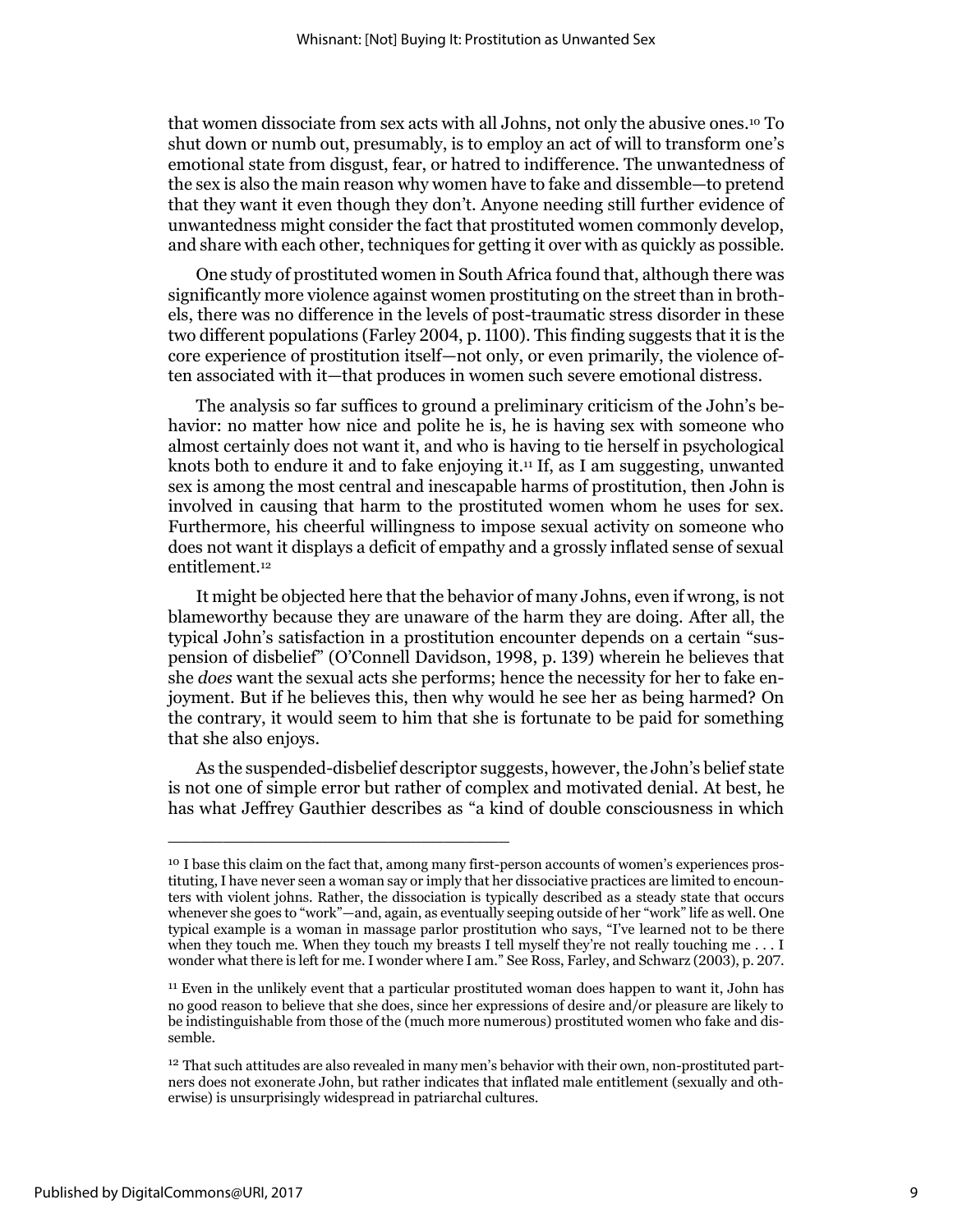that women dissociate from sex acts with all Johns, not only the abusive ones.[10] To shut down or numb out, presumably, is to employ an act of will to transform one's emotional state from disgust, fear, or hatred to indifference. The unwantedness of the sex is also the main reason why women have to fake and dissemble—to pretend that they want it even though they don't. Anyone needing still further evidence of unwantedness might consider the fact that prostituted women commonly develop, and share with each other, techniques for getting it over with as quickly as possible.

One study of prostituted women in South Africa found that, although there was significantly more violence against women prostituting on the street than in brothels, there was no difference in the levels of post-traumatic stress disorder in these two different populations (Farley 2004, p. 1100). This finding suggests that it is the core experience of prostitution itself—not only, or even primarily, the violence often associated with it—that produces in women such severe emotional distress.

The analysis so far suffices to ground a preliminary criticism of the John's behavior: no matter how nice and polite he is, he is having sex with someone who almost certainly does not want it, and who is having to tie herself in psychological knots both to endure it and to fake enjoying it.[11] If, as I am suggesting, unwanted sex is among the most central and inescapable harms of prostitution, then John is involved in causing that harm to the prostituted women whom he uses for sex. Furthermore, his cheerful willingness to impose sexual activity on someone who does not want it displays a deficit of empathy and a grossly inflated sense of sexual entitlement.[12]

It might be objected here that the behavior of many Johns, even if wrong, is not blameworthy because they are unaware of the harm they are doing. After all, the typical John's satisfaction in a prostitution encounter depends on a certain "suspension of disbelief" (O'Connell Davidson, 1998, p. 139) wherein he believes that she *does* want the sexual acts she performs; hence the necessity for her to fake enjoyment. But if he believes this, then why would he see her as being harmed? On the contrary, it would seem to him that she is fortunate to be paid for something that she also enjoys.

As the suspended-disbelief descriptor suggests, however, the John's belief state is not one of simple error but rather of complex and motivated denial. At best, he has what Jeffrey Gauthier describes as "a kind of double consciousness in which

---

[10] I base this claim on the fact that, among many first-person accounts of women's experiences prostituting, I have never seen a woman say or imply that her dissociative practices are limited to encounters with violent johns. Rather, the dissociation is typically described as a steady state that occurs whenever she goes to "work"—and, again, as eventually seeping outside of her "work" life as well. One typical example is a woman in massage parlor prostitution who says, "I've learned not to be there when they touch me. When they touch my breasts I tell myself they're not really touching me . . . I wonder what there is left for me. I wonder where I am." See Ross, Farley, and Schwarz (2003), p. 207.

[11] Even in the unlikely event that a particular prostituted woman does happen to want it, John has no good reason to believe that she does, since her expressions of desire and/or pleasure are likely to be indistinguishable from those of the (much more numerous) prostituted women who fake and dissemble.

[12] That such attitudes are also revealed in many men's behavior with their own, non-prostituted partners does not exonerate John, but rather indicates that inflated male entitlement (sexually and otherwise) is unsurprisingly widespread in patriarchal cultures.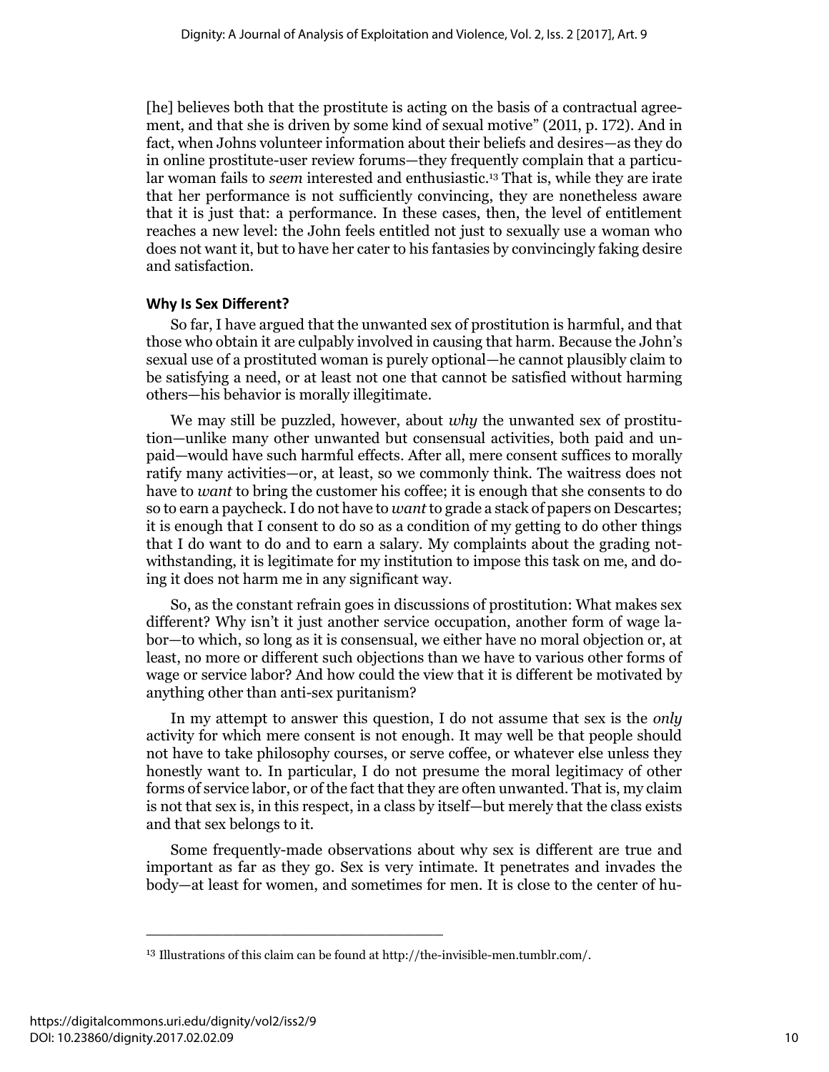[he] believes both that the prostitute is acting on the basis of a contractual agreement, and that she is driven by some kind of sexual motive" (2011, p. 172). And in fact, when Johns volunteer information about their beliefs and desires—as they do in online prostitute-user review forums—they frequently complain that a particular woman fails to *seem* interested and enthusiastic.[13] That is, while they are irate that her performance is not sufficiently convincing, they are nonetheless aware that it is just that: a performance. In these cases, then, the level of entitlement reaches a new level: the John feels entitled not just to sexually use a woman who does not want it, but to have her cater to his fantasies by convincingly faking desire and satisfaction.

### Why Is Sex Different?

So far, I have argued that the unwanted sex of prostitution is harmful, and that those who obtain it are culpably involved in causing that harm. Because the John's sexual use of a prostituted woman is purely optional—he cannot plausibly claim to be satisfying a need, or at least not one that cannot be satisfied without harming others—his behavior is morally illegitimate.

We may still be puzzled, however, about *why* the unwanted sex of prostitution—unlike many other unwanted but consensual activities, both paid and unpaid—would have such harmful effects. After all, mere consent suffices to morally ratify many activities—or, at least, so we commonly think. The waitress does not have to *want* to bring the customer his coffee; it is enough that she consents to do so to earn a paycheck. I do not have to *want* to grade a stack of papers on Descartes; it is enough that I consent to do so as a condition of my getting to do other things that I do want to do and to earn a salary. My complaints about the grading notwithstanding, it is legitimate for my institution to impose this task on me, and doing it does not harm me in any significant way.

So, as the constant refrain goes in discussions of prostitution: What makes sex different? Why isn't it just another service occupation, another form of wage labor—to which, so long as it is consensual, we either have no moral objection or, at least, no more or different such objections than we have to various other forms of wage or service labor? And how could the view that it is different be motivated by anything other than anti-sex puritanism?

In my attempt to answer this question, I do not assume that sex is the *only* activity for which mere consent is not enough. It may well be that people should not have to take philosophy courses, or serve coffee, or whatever else unless they honestly want to. In particular, I do not presume the moral legitimacy of other forms of service labor, or of the fact that they are often unwanted. That is, my claim is not that sex is, in this respect, in a class by itself—but merely that the class exists and that sex belongs to it.

Some frequently-made observations about why sex is different are true and important as far as they go. Sex is very intimate. It penetrates and invades the body—at least for women, and sometimes for men. It is close to the center of hu-

---

[13] Illustrations of this claim can be found at http://the-invisible-men.tumblr.com/.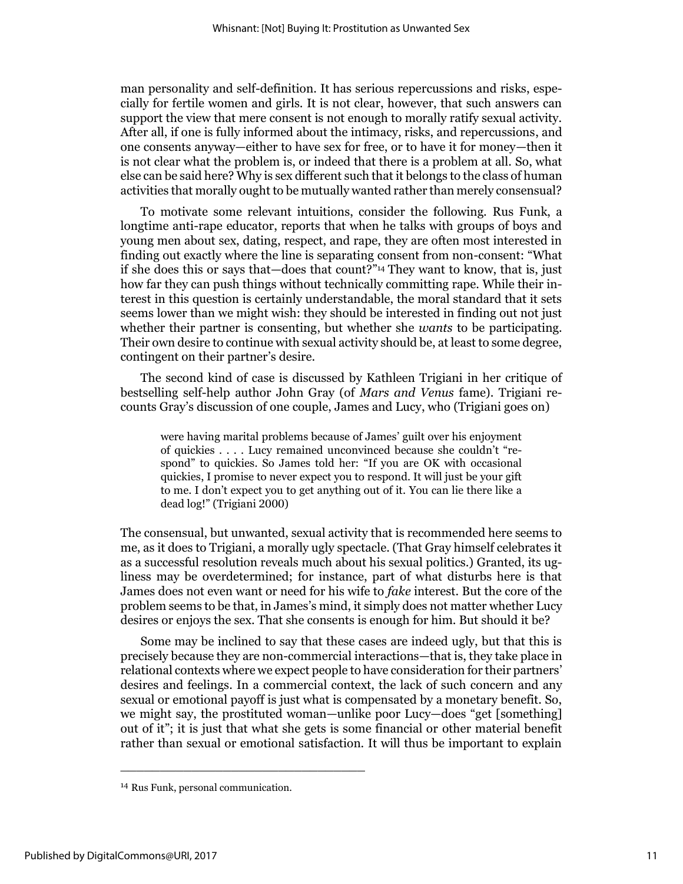man personality and self-definition. It has serious repercussions and risks, especially for fertile women and girls. It is not clear, however, that such answers can support the view that mere consent is not enough to morally ratify sexual activity. After all, if one is fully informed about the intimacy, risks, and repercussions, and one consents anyway—either to have sex for free, or to have it for money—then it is not clear what the problem is, or indeed that there is a problem at all. So, what else can be said here? Why is sex different such that it belongs to the class of human activities that morally ought to be mutually wanted rather than merely consensual?

To motivate some relevant intuitions, consider the following. Rus Funk, a longtime anti-rape educator, reports that when he talks with groups of boys and young men about sex, dating, respect, and rape, they are often most interested in finding out exactly where the line is separating consent from non-consent: "What if she does this or says that—does that count?"[14] They want to know, that is, just how far they can push things without technically committing rape. While their interest in this question is certainly understandable, the moral standard that it sets seems lower than we might wish: they should be interested in finding out not just whether their partner is consenting, but whether she *wants* to be participating. Their own desire to continue with sexual activity should be, at least to some degree, contingent on their partner's desire.

The second kind of case is discussed by Kathleen Trigiani in her critique of bestselling self-help author John Gray (of *Mars and Venus* fame). Trigiani recounts Gray's discussion of one couple, James and Lucy, who (Trigiani goes on)

> were having marital problems because of James' guilt over his enjoyment of quickies . . . . Lucy remained unconvinced because she couldn't "respond" to quickies. So James told her: "If you are OK with occasional quickies, I promise to never expect you to respond. It will just be your gift to me. I don't expect you to get anything out of it. You can lie there like a dead log!" (Trigiani 2000)

The consensual, but unwanted, sexual activity that is recommended here seems to me, as it does to Trigiani, a morally ugly spectacle. (That Gray himself celebrates it as a successful resolution reveals much about his sexual politics.) Granted, its ugliness may be overdetermined; for instance, part of what disturbs here is that James does not even want or need for his wife to *fake* interest. But the core of the problem seems to be that, in James's mind, it simply does not matter whether Lucy desires or enjoys the sex. That she consents is enough for him. But should it be?

Some may be inclined to say that these cases are indeed ugly, but that this is precisely because they are non-commercial interactions—that is, they take place in relational contexts where we expect people to have consideration for their partners' desires and feelings. In a commercial context, the lack of such concern and any sexual or emotional payoff is just what is compensated by a monetary benefit. So, we might say, the prostituted woman—unlike poor Lucy—does "get [something] out of it"; it is just that what she gets is some financial or other material benefit rather than sexual or emotional satisfaction. It will thus be important to explain

---

[14] Rus Funk, personal communication.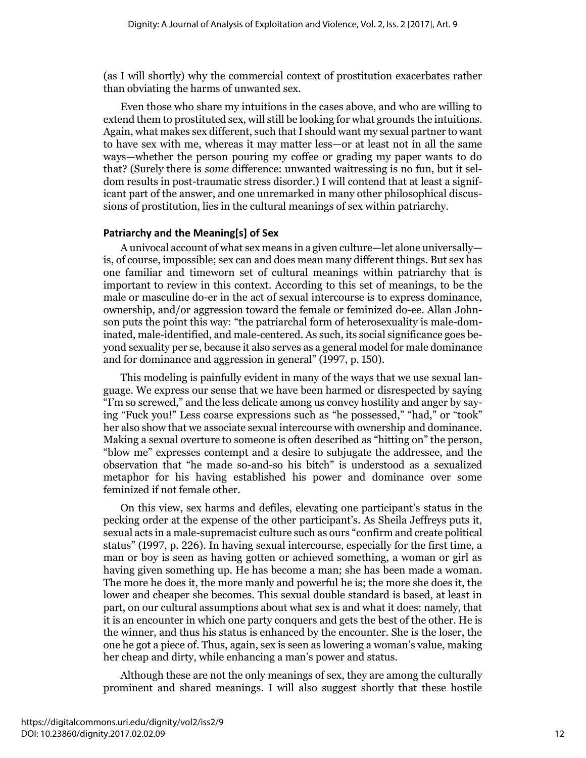(as I will shortly) why the commercial context of prostitution exacerbates rather than obviating the harms of unwanted sex.

Even those who share my intuitions in the cases above, and who are willing to extend them to prostituted sex, will still be looking for what grounds the intuitions. Again, what makes sex different, such that I should want my sexual partner to want to have sex with me, whereas it may matter less—or at least not in all the same ways—whether the person pouring my coffee or grading my paper wants to do that? (Surely there is *some* difference: unwanted waitressing is no fun, but it seldom results in post-traumatic stress disorder.) I will contend that at least a significant part of the answer, and one unremarked in many other philosophical discussions of prostitution, lies in the cultural meanings of sex within patriarchy.

### Patriarchy and the Meaning[s] of Sex

A univocal account of what sex means in a given culture—let alone universally—is, of course, impossible; sex can and does mean many different things. But sex has one familiar and timeworn set of cultural meanings within patriarchy that is important to review in this context. According to this set of meanings, to be the male or masculine do-er in the act of sexual intercourse is to express dominance, ownership, and/or aggression toward the female or feminized do-ee. Allan Johnson puts the point this way: "the patriarchal form of heterosexuality is male-dominated, male-identified, and male-centered. As such, its social significance goes beyond sexuality per se, because it also serves as a general model for male dominance and for dominance and aggression in general" (1997, p. 150).

This modeling is painfully evident in many of the ways that we use sexual language. We express our sense that we have been harmed or disrespected by saying "I'm so screwed," and the less delicate among us convey hostility and anger by saying "Fuck you!" Less coarse expressions such as "he possessed," "had," or "took" her also show that we associate sexual intercourse with ownership and dominance. Making a sexual overture to someone is often described as "hitting on" the person, "blow me" expresses contempt and a desire to subjugate the addressee, and the observation that "he made so-and-so his bitch" is understood as a sexualized metaphor for his having established his power and dominance over some feminized if not female other.

On this view, sex harms and defiles, elevating one participant's status in the pecking order at the expense of the other participant's. As Sheila Jeffreys puts it, sexual acts in a male-supremacist culture such as ours "confirm and create political status" (1997, p. 226). In having sexual intercourse, especially for the first time, a man or boy is seen as having gotten or achieved something, a woman or girl as having given something up. He has become a man; she has been made a woman. The more he does it, the more manly and powerful he is; the more she does it, the lower and cheaper she becomes. This sexual double standard is based, at least in part, on our cultural assumptions about what sex is and what it does: namely, that it is an encounter in which one party conquers and gets the best of the other. He is the winner, and thus his status is enhanced by the encounter. She is the loser, the one he got a piece of. Thus, again, sex is seen as lowering a woman's value, making her cheap and dirty, while enhancing a man's power and status.

Although these are not the only meanings of sex, they are among the culturally prominent and shared meanings. I will also suggest shortly that these hostile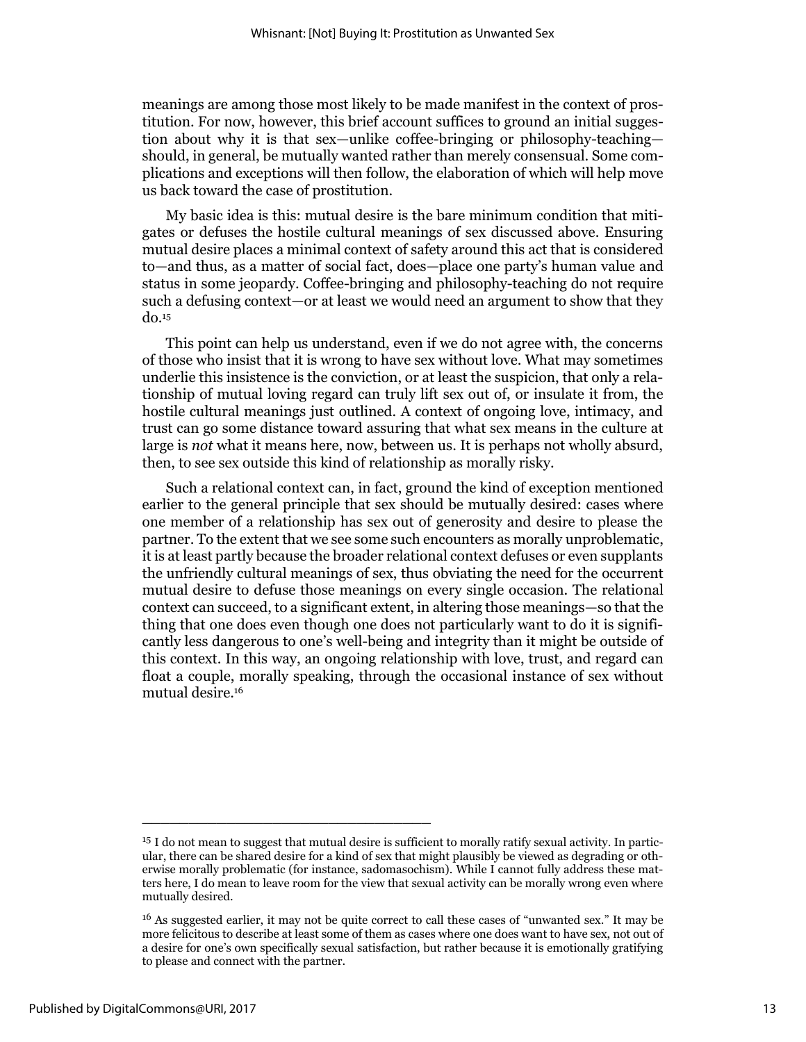meanings are among those most likely to be made manifest in the context of prostitution. For now, however, this brief account suffices to ground an initial suggestion about why it is that sex—unlike coffee-bringing or philosophy-teaching—should, in general, be mutually wanted rather than merely consensual. Some complications and exceptions will then follow, the elaboration of which will help move us back toward the case of prostitution.

My basic idea is this: mutual desire is the bare minimum condition that mitigates or defuses the hostile cultural meanings of sex discussed above. Ensuring mutual desire places a minimal context of safety around this act that is considered to—and thus, as a matter of social fact, does—place one party's human value and status in some jeopardy. Coffee-bringing and philosophy-teaching do not require such a defusing context—or at least we would need an argument to show that they do.[15]

This point can help us understand, even if we do not agree with, the concerns of those who insist that it is wrong to have sex without love. What may sometimes underlie this insistence is the conviction, or at least the suspicion, that only a relationship of mutual loving regard can truly lift sex out of, or insulate it from, the hostile cultural meanings just outlined. A context of ongoing love, intimacy, and trust can go some distance toward assuring that what sex means in the culture at large is *not* what it means here, now, between us. It is perhaps not wholly absurd, then, to see sex outside this kind of relationship as morally risky.

Such a relational context can, in fact, ground the kind of exception mentioned earlier to the general principle that sex should be mutually desired: cases where one member of a relationship has sex out of generosity and desire to please the partner. To the extent that we see some such encounters as morally unproblematic, it is at least partly because the broader relational context defuses or even supplants the unfriendly cultural meanings of sex, thus obviating the need for the occurrent mutual desire to defuse those meanings on every single occasion. The relational context can succeed, to a significant extent, in altering those meanings—so that the thing that one does even though one does not particularly want to do it is significantly less dangerous to one's well-being and integrity than it might be outside of this context. In this way, an ongoing relationship with love, trust, and regard can float a couple, morally speaking, through the occasional instance of sex without mutual desire.[16]

---

[15] I do not mean to suggest that mutual desire is sufficient to morally ratify sexual activity. In particular, there can be shared desire for a kind of sex that might plausibly be viewed as degrading or otherwise morally problematic (for instance, sadomasochism). While I cannot fully address these matters here, I do mean to leave room for the view that sexual activity can be morally wrong even where mutually desired.

[16] As suggested earlier, it may not be quite correct to call these cases of "unwanted sex." It may be more felicitous to describe at least some of them as cases where one does want to have sex, not out of a desire for one's own specifically sexual satisfaction, but rather because it is emotionally gratifying to please and connect with the partner.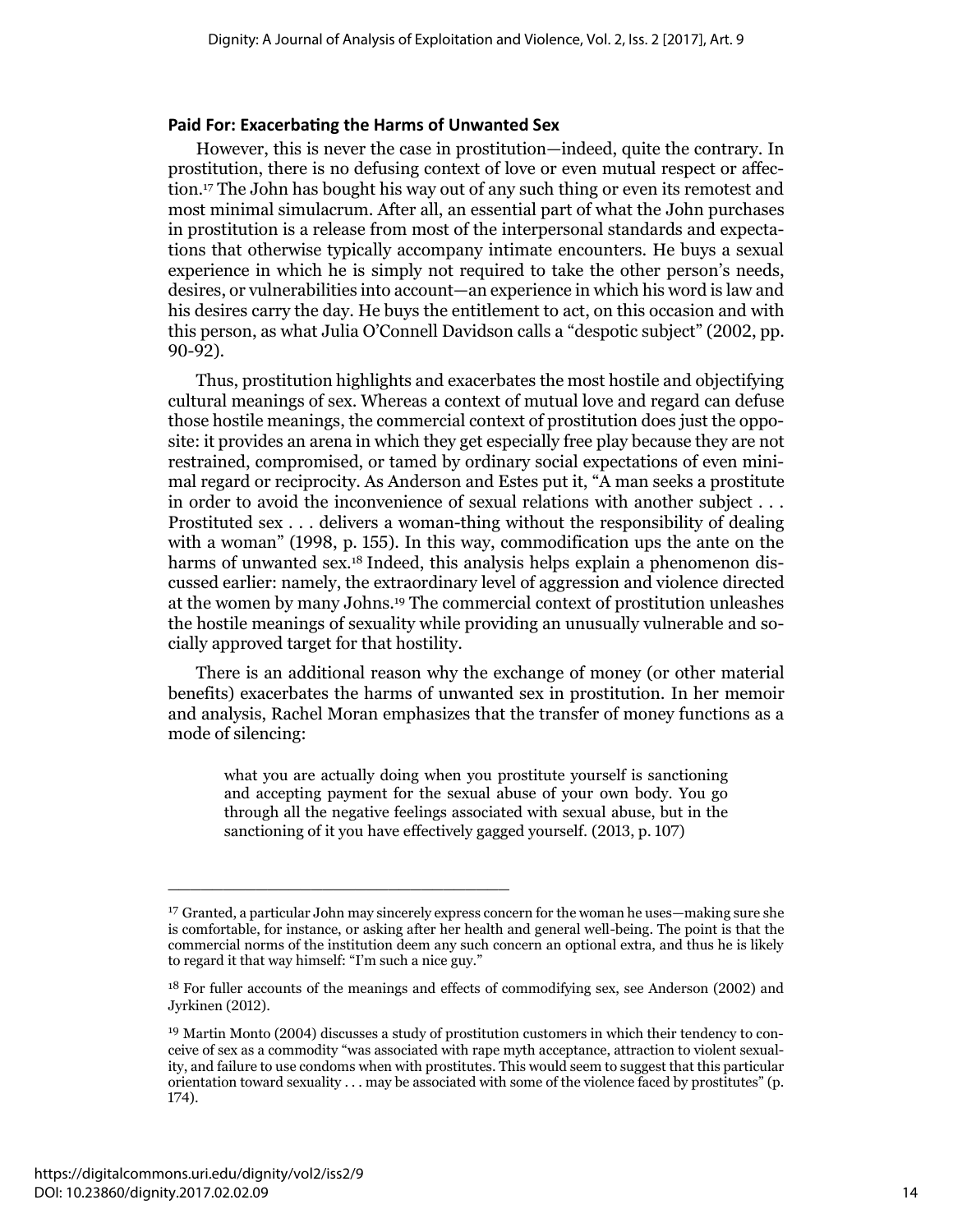### Paid For: Exacerbating the Harms of Unwanted Sex

However, this is never the case in prostitution—indeed, quite the contrary. In prostitution, there is no defusing context of love or even mutual respect or affection.[17] The John has bought his way out of any such thing or even its remotest and most minimal simulacrum. After all, an essential part of what the John purchases in prostitution is a release from most of the interpersonal standards and expectations that otherwise typically accompany intimate encounters. He buys a sexual experience in which he is simply not required to take the other person's needs, desires, or vulnerabilities into account—an experience in which his word is law and his desires carry the day. He buys the entitlement to act, on this occasion and with this person, as what Julia O'Connell Davidson calls a "despotic subject" (2002, pp. 90-92).

Thus, prostitution highlights and exacerbates the most hostile and objectifying cultural meanings of sex. Whereas a context of mutual love and regard can defuse those hostile meanings, the commercial context of prostitution does just the opposite: it provides an arena in which they get especially free play because they are not restrained, compromised, or tamed by ordinary social expectations of even minimal regard or reciprocity. As Anderson and Estes put it, "A man seeks a prostitute in order to avoid the inconvenience of sexual relations with another subject . . . Prostituted sex . . . delivers a woman-thing without the responsibility of dealing with a woman" (1998, p. 155). In this way, commodification ups the ante on the harms of unwanted sex.[18] Indeed, this analysis helps explain a phenomenon discussed earlier: namely, the extraordinary level of aggression and violence directed at the women by many Johns.[19] The commercial context of prostitution unleashes the hostile meanings of sexuality while providing an unusually vulnerable and socially approved target for that hostility.

There is an additional reason why the exchange of money (or other material benefits) exacerbates the harms of unwanted sex in prostitution. In her memoir and analysis, Rachel Moran emphasizes that the transfer of money functions as a mode of silencing:

> what you are actually doing when you prostitute yourself is sanctioning and accepting payment for the sexual abuse of your own body. You go through all the negative feelings associated with sexual abuse, but in the sanctioning of it you have effectively gagged yourself. (2013, p. 107)

---

[17] Granted, a particular John may sincerely express concern for the woman he uses—making sure she is comfortable, for instance, or asking after her health and general well-being. The point is that the commercial norms of the institution deem any such concern an optional extra, and thus he is likely to regard it that way himself: "I'm such a nice guy."

[18] For fuller accounts of the meanings and effects of commodifying sex, see Anderson (2002) and Jyrkinen (2012).

[19] Martin Monto (2004) discusses a study of prostitution customers in which their tendency to conceive of sex as a commodity "was associated with rape myth acceptance, attraction to violent sexuality, and failure to use condoms when with prostitutes. This would seem to suggest that this particular orientation toward sexuality . . . may be associated with some of the violence faced by prostitutes" (p. 174).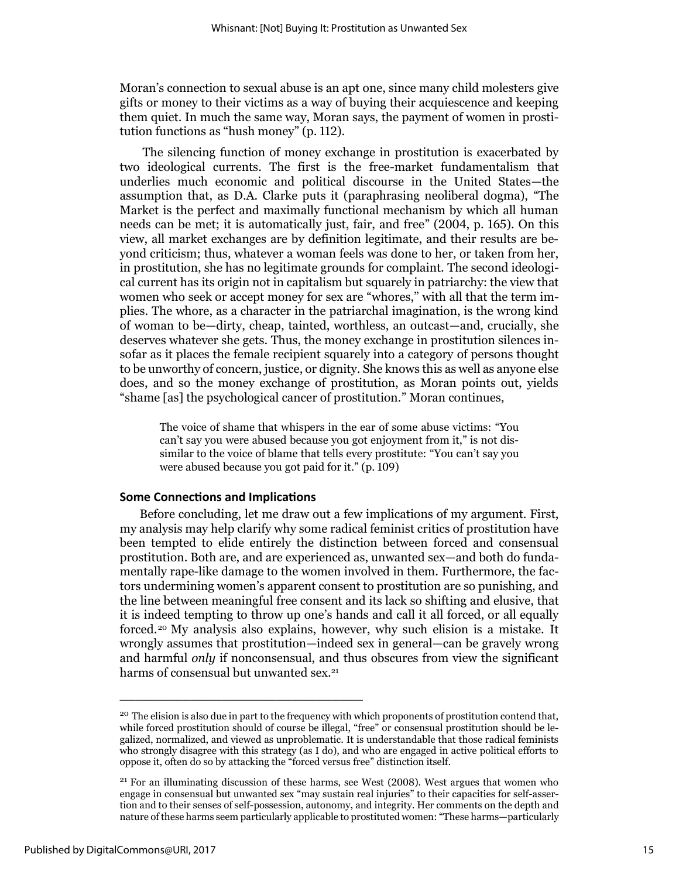Moran's connection to sexual abuse is an apt one, since many child molesters give gifts or money to their victims as a way of buying their acquiescence and keeping them quiet. In much the same way, Moran says, the payment of women in prostitution functions as "hush money" (p. 112).

The silencing function of money exchange in prostitution is exacerbated by two ideological currents. The first is the free-market fundamentalism that underlies much economic and political discourse in the United States—the assumption that, as D.A. Clarke puts it (paraphrasing neoliberal dogma), "The Market is the perfect and maximally functional mechanism by which all human needs can be met; it is automatically just, fair, and free" (2004, p. 165). On this view, all market exchanges are by definition legitimate, and their results are beyond criticism; thus, whatever a woman feels was done to her, or taken from her, in prostitution, she has no legitimate grounds for complaint. The second ideological current has its origin not in capitalism but squarely in patriarchy: the view that women who seek or accept money for sex are "whores," with all that the term implies. The whore, as a character in the patriarchal imagination, is the wrong kind of woman to be—dirty, cheap, tainted, worthless, an outcast—and, crucially, she deserves whatever she gets. Thus, the money exchange in prostitution silences insofar as it places the female recipient squarely into a category of persons thought to be unworthy of concern, justice, or dignity. She knows this as well as anyone else does, and so the money exchange of prostitution, as Moran points out, yields "shame [as] the psychological cancer of prostitution." Moran continues,

> The voice of shame that whispers in the ear of some abuse victims: "You can't say you were abused because you got enjoyment from it," is not dissimilar to the voice of blame that tells every prostitute: "You can't say you were abused because you got paid for it." (p. 109)

### Some Connections and Implications

Before concluding, let me draw out a few implications of my argument. First, my analysis may help clarify why some radical feminist critics of prostitution have been tempted to elide entirely the distinction between forced and consensual prostitution. Both are, and are experienced as, unwanted sex—and both do fundamentally rape-like damage to the women involved in them. Furthermore, the factors undermining women's apparent consent to prostitution are so punishing, and the line between meaningful free consent and its lack so shifting and elusive, that it is indeed tempting to throw up one's hands and call it all forced, or all equally forced.[20] My analysis also explains, however, why such elision is a mistake. It wrongly assumes that prostitution—indeed sex in general—can be gravely wrong and harmful *only* if nonconsensual, and thus obscures from view the significant harms of consensual but unwanted sex.[21]

---

[20] The elision is also due in part to the frequency with which proponents of prostitution contend that, while forced prostitution should of course be illegal, "free" or consensual prostitution should be legalized, normalized, and viewed as unproblematic. It is understandable that those radical feminists who strongly disagree with this strategy (as I do), and who are engaged in active political efforts to oppose it, often do so by attacking the "forced versus free" distinction itself.

[21] For an illuminating discussion of these harms, see West (2008). West argues that women who engage in consensual but unwanted sex "may sustain real injuries" to their capacities for self-assertion and to their senses of self-possession, autonomy, and integrity. Her comments on the depth and nature of these harms seem particularly applicable to prostituted women: "These harms—particularly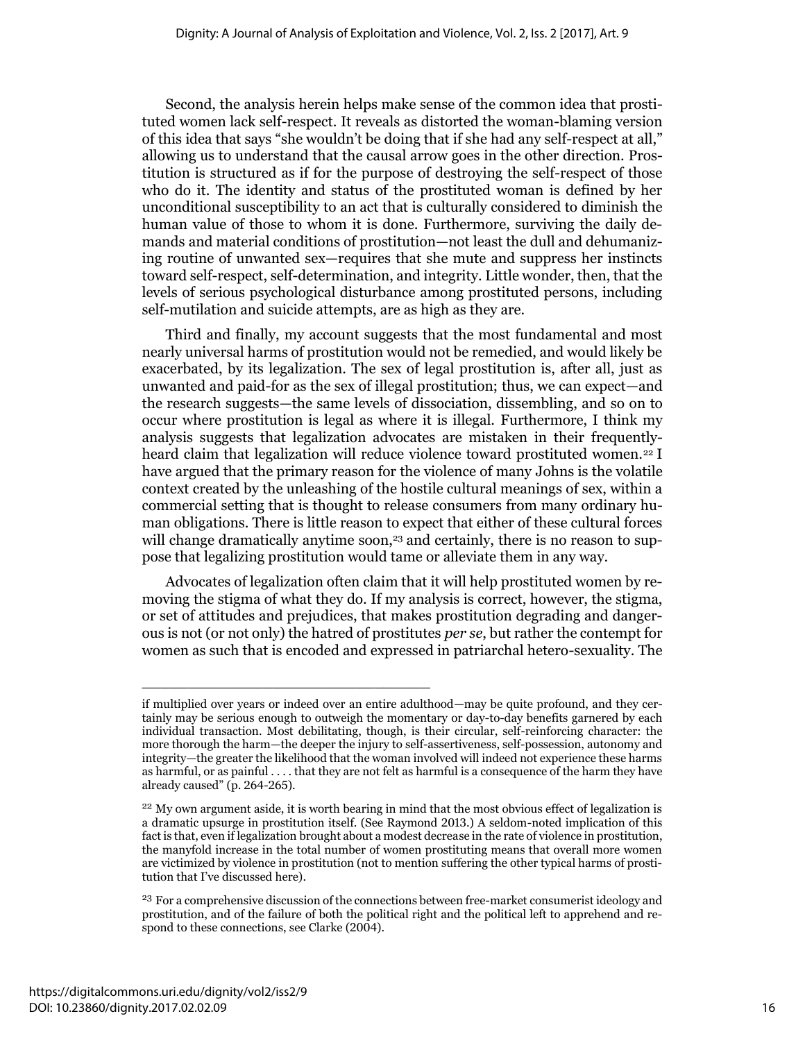Second, the analysis herein helps make sense of the common idea that prostituted women lack self-respect. It reveals as distorted the woman-blaming version of this idea that says "she wouldn't be doing that if she had any self-respect at all," allowing us to understand that the causal arrow goes in the other direction. Prostitution is structured as if for the purpose of destroying the self-respect of those who do it. The identity and status of the prostituted woman is defined by her unconditional susceptibility to an act that is culturally considered to diminish the human value of those to whom it is done. Furthermore, surviving the daily demands and material conditions of prostitution—not least the dull and dehumanizing routine of unwanted sex—requires that she mute and suppress her instincts toward self-respect, self-determination, and integrity. Little wonder, then, that the levels of serious psychological disturbance among prostituted persons, including self-mutilation and suicide attempts, are as high as they are.

Third and finally, my account suggests that the most fundamental and most nearly universal harms of prostitution would not be remedied, and would likely be exacerbated, by its legalization. The sex of legal prostitution is, after all, just as unwanted and paid-for as the sex of illegal prostitution; thus, we can expect—and the research suggests—the same levels of dissociation, dissembling, and so on to occur where prostitution is legal as where it is illegal. Furthermore, I think my analysis suggests that legalization advocates are mistaken in their frequently-heard claim that legalization will reduce violence toward prostituted women.[22] I have argued that the primary reason for the violence of many Johns is the volatile context created by the unleashing of the hostile cultural meanings of sex, within a commercial setting that is thought to release consumers from many ordinary human obligations. There is little reason to expect that either of these cultural forces will change dramatically anytime soon,[23] and certainly, there is no reason to suppose that legalizing prostitution would tame or alleviate them in any way.

Advocates of legalization often claim that it will help prostituted women by removing the stigma of what they do. If my analysis is correct, however, the stigma, or set of attitudes and prejudices, that makes prostitution degrading and dangerous is not (or not only) the hatred of prostitutes *per se*, but rather the contempt for women as such that is encoded and expressed in patriarchal hetero-sexuality. The

---

if multiplied over years or indeed over an entire adulthood—may be quite profound, and they certainly may be serious enough to outweigh the momentary or day-to-day benefits garnered by each individual transaction. Most debilitating, though, is their circular, self-reinforcing character: the more thorough the harm—the deeper the injury to self-assertiveness, self-possession, autonomy and integrity—the greater the likelihood that the woman involved will indeed not experience these harms as harmful, or as painful . . . . that they are not felt as harmful is a consequence of the harm they have already caused" (p. 264-265).

[22] My own argument aside, it is worth bearing in mind that the most obvious effect of legalization is a dramatic upsurge in prostitution itself. (See Raymond 2013.) A seldom-noted implication of this fact is that, even if legalization brought about a modest decrease in the rate of violence in prostitution, the manyfold increase in the total number of women prostituting means that overall more women are victimized by violence in prostitution (not to mention suffering the other typical harms of prostitution that I've discussed here).

[23] For a comprehensive discussion of the connections between free-market consumerist ideology and prostitution, and of the failure of both the political right and the political left to apprehend and respond to these connections, see Clarke (2004).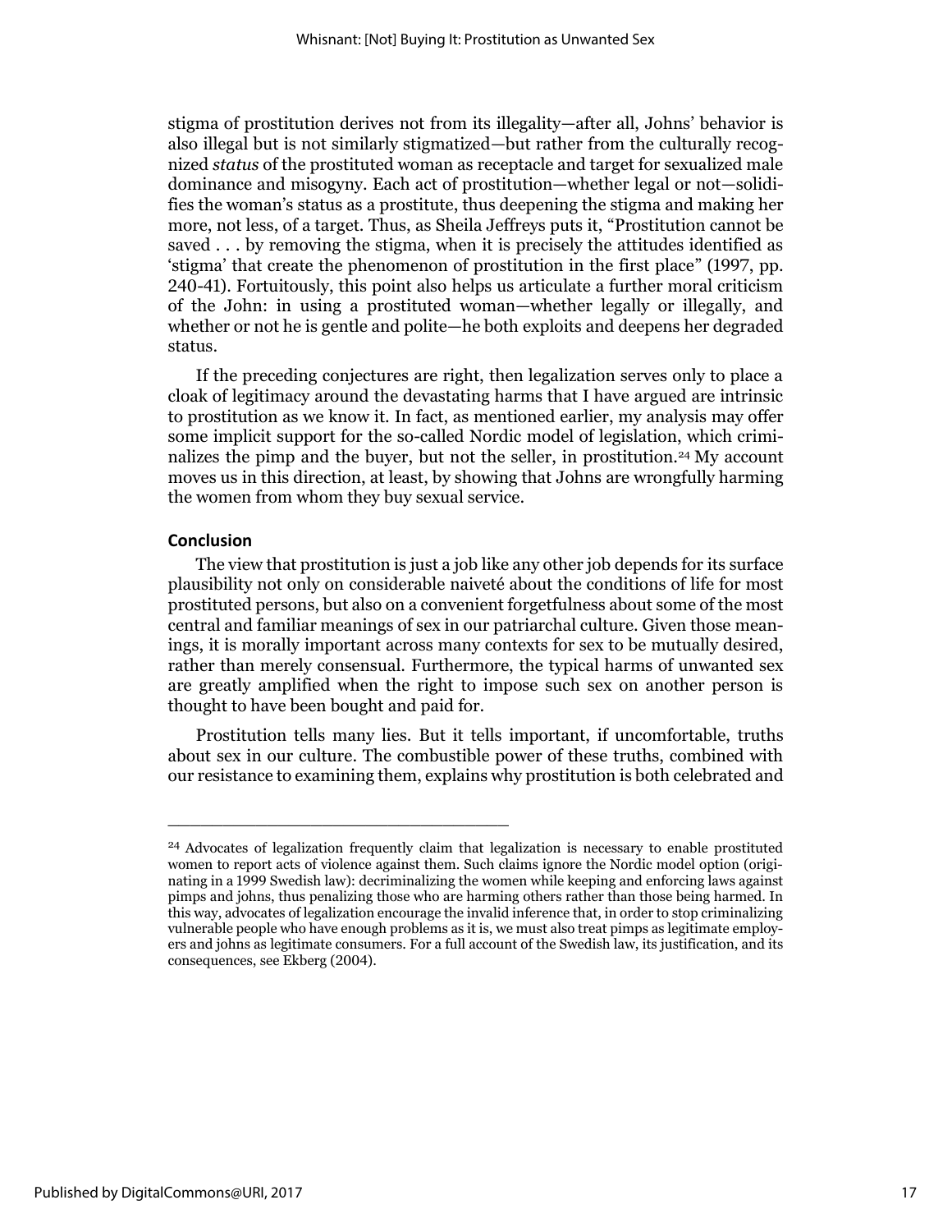stigma of prostitution derives not from its illegality—after all, Johns' behavior is also illegal but is not similarly stigmatized—but rather from the culturally recognized *status* of the prostituted woman as receptacle and target for sexualized male dominance and misogyny. Each act of prostitution—whether legal or not—solidifies the woman's status as a prostitute, thus deepening the stigma and making her more, not less, of a target. Thus, as Sheila Jeffreys puts it, "Prostitution cannot be saved . . . by removing the stigma, when it is precisely the attitudes identified as 'stigma' that create the phenomenon of prostitution in the first place" (1997, pp. 240-41). Fortuitously, this point also helps us articulate a further moral criticism of the John: in using a prostituted woman—whether legally or illegally, and whether or not he is gentle and polite—he both exploits and deepens her degraded status.

If the preceding conjectures are right, then legalization serves only to place a cloak of legitimacy around the devastating harms that I have argued are intrinsic to prostitution as we know it. In fact, as mentioned earlier, my analysis may offer some implicit support for the so-called Nordic model of legislation, which criminalizes the pimp and the buyer, but not the seller, in prostitution.[24] My account moves us in this direction, at least, by showing that Johns are wrongfully harming the women from whom they buy sexual service.

## Conclusion

The view that prostitution is just a job like any other job depends for its surface plausibility not only on considerable naiveté about the conditions of life for most prostituted persons, but also on a convenient forgetfulness about some of the most central and familiar meanings of sex in our patriarchal culture. Given those meanings, it is morally important across many contexts for sex to be mutually desired, rather than merely consensual. Furthermore, the typical harms of unwanted sex are greatly amplified when the right to impose such sex on another person is thought to have been bought and paid for.

Prostitution tells many lies. But it tells important, if uncomfortable, truths about sex in our culture. The combustible power of these truths, combined with our resistance to examining them, explains why prostitution is both celebrated and

---

[24] Advocates of legalization frequently claim that legalization is necessary to enable prostituted women to report acts of violence against them. Such claims ignore the Nordic model option (originating in a 1999 Swedish law): decriminalizing the women while keeping and enforcing laws against pimps and johns, thus penalizing those who are harming others rather than those being harmed. In this way, advocates of legalization encourage the invalid inference that, in order to stop criminalizing vulnerable people who have enough problems as it is, we must also treat pimps as legitimate employers and johns as legitimate consumers. For a full account of the Swedish law, its justification, and its consequences, see Ekberg (2004).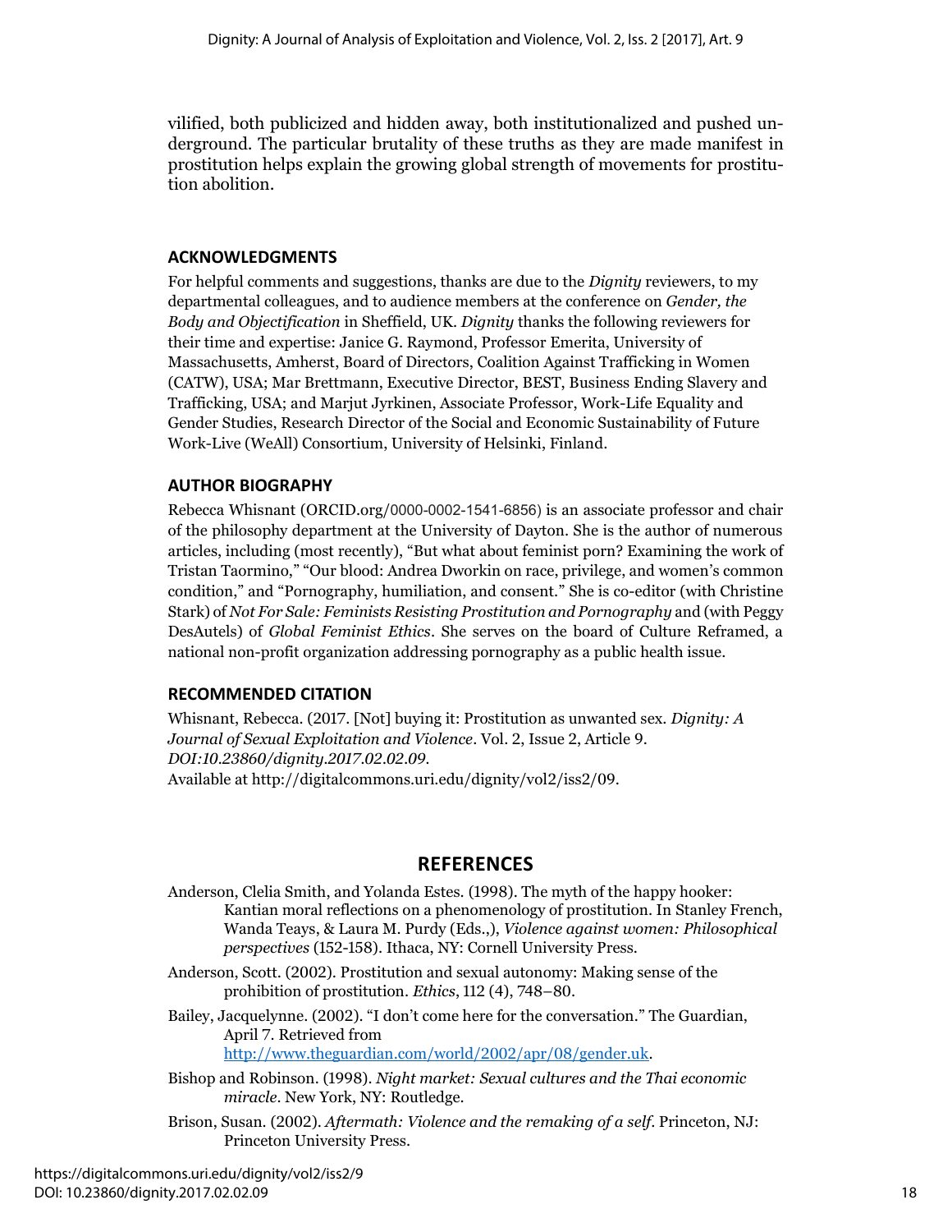vilified, both publicized and hidden away, both institutionalized and pushed underground. The particular brutality of these truths as they are made manifest in prostitution helps explain the growing global strength of movements for prostitution abolition.

## ACKNOWLEDGMENTS

For helpful comments and suggestions, thanks are due to the *Dignity* reviewers, to my departmental colleagues, and to audience members at the conference on *Gender, the Body and Objectification* in Sheffield, UK. *Dignity* thanks the following reviewers for their time and expertise: Janice G. Raymond, Professor Emerita, University of Massachusetts, Amherst, Board of Directors, Coalition Against Trafficking in Women (CATW), USA; Mar Brettmann, Executive Director, BEST, Business Ending Slavery and Trafficking, USA; and Marjut Jyrkinen, Associate Professor, Work-Life Equality and Gender Studies, Research Director of the Social and Economic Sustainability of Future Work-Live (WeAll) Consortium, University of Helsinki, Finland.

## AUTHOR BIOGRAPHY

Rebecca Whisnant (ORCID.org/0000-0002-1541-6856) is an associate professor and chair of the philosophy department at the University of Dayton. She is the author of numerous articles, including (most recently), "But what about feminist porn? Examining the work of Tristan Taormino," "Our blood: Andrea Dworkin on race, privilege, and women's common condition," and "Pornography, humiliation, and consent." She is co-editor (with Christine Stark) of *Not For Sale: Feminists Resisting Prostitution and Pornography* and (with Peggy DesAutels) of *Global Feminist Ethics*. She serves on the board of Culture Reframed, a national non-profit organization addressing pornography as a public health issue.

## RECOMMENDED CITATION

Whisnant, Rebecca. (2017. [Not] buying it: Prostitution as unwanted sex. *Dignity: A Journal of Sexual Exploitation and Violence*. Vol. 2, Issue 2, Article 9. *DOI:10.23860/dignity.2017.02.02.09*.
Available at http://digitalcommons.uri.edu/dignity/vol2/iss2/09.

## REFERENCES

Anderson, Clelia Smith, and Yolanda Estes. (1998). The myth of the happy hooker: Kantian moral reflections on a phenomenology of prostitution. In Stanley French, Wanda Teays, & Laura M. Purdy (Eds.,), *Violence against women: Philosophical perspectives* (152-158). Ithaca, NY: Cornell University Press.

Anderson, Scott. (2002). Prostitution and sexual autonomy: Making sense of the prohibition of prostitution. *Ethics*, 112 (4), 748–80.

Bailey, Jacquelynne. (2002). "I don't come here for the conversation." The Guardian, April 7. Retrieved from http://www.theguardian.com/world/2002/apr/08/gender.uk.

Bishop and Robinson. (1998). *Night market: Sexual cultures and the Thai economic miracle*. New York, NY: Routledge.

Brison, Susan. (2002). *Aftermath: Violence and the remaking of a self*. Princeton, NJ: Princeton University Press.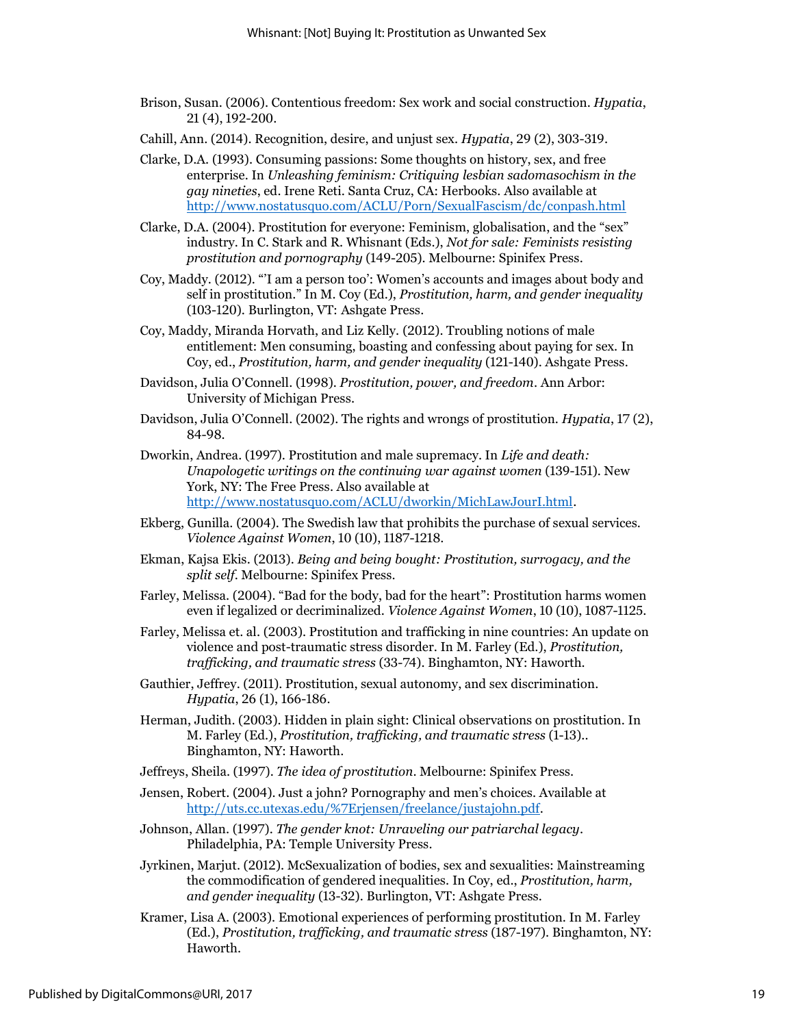Brison, Susan. (2006). Contentious freedom: Sex work and social construction. *Hypatia*, 21 (4), 192-200.

Cahill, Ann. (2014). Recognition, desire, and unjust sex. *Hypatia*, 29 (2), 303-319.

Clarke, D.A. (1993). Consuming passions: Some thoughts on history, sex, and free enterprise. In *Unleashing feminism: Critiquing lesbian sadomasochism in the gay nineties*, ed. Irene Reti. Santa Cruz, CA: Herbooks. Also available at http://www.nostatusquo.com/ACLU/Porn/SexualFascism/dc/conpash.html

Clarke, D.A. (2004). Prostitution for everyone: Feminism, globalisation, and the "sex" industry. In C. Stark and R. Whisnant (Eds.), *Not for sale: Feminists resisting prostitution and pornography* (149-205). Melbourne: Spinifex Press.

Coy, Maddy. (2012). "'I am a person too': Women's accounts and images about body and self in prostitution." In M. Coy (Ed.), *Prostitution, harm, and gender inequality* (103-120). Burlington, VT: Ashgate Press.

Coy, Maddy, Miranda Horvath, and Liz Kelly. (2012). Troubling notions of male entitlement: Men consuming, boasting and confessing about paying for sex. In Coy, ed., *Prostitution, harm, and gender inequality* (121-140). Ashgate Press.

Davidson, Julia O'Connell. (1998). *Prostitution, power, and freedom*. Ann Arbor: University of Michigan Press.

Davidson, Julia O'Connell. (2002). The rights and wrongs of prostitution. *Hypatia*, 17 (2), 84-98.

Dworkin, Andrea. (1997). Prostitution and male supremacy. In *Life and death: Unapologetic writings on the continuing war against women* (139-151). New York, NY: The Free Press. Also available at http://www.nostatusquo.com/ACLU/dworkin/MichLawJourI.html.

Ekberg, Gunilla. (2004). The Swedish law that prohibits the purchase of sexual services. *Violence Against Women*, 10 (10), 1187-1218.

Ekman, Kajsa Ekis. (2013). *Being and being bought: Prostitution, surrogacy, and the split self*. Melbourne: Spinifex Press.

Farley, Melissa. (2004). "Bad for the body, bad for the heart": Prostitution harms women even if legalized or decriminalized. *Violence Against Women*, 10 (10), 1087-1125.

Farley, Melissa et. al. (2003). Prostitution and trafficking in nine countries: An update on violence and post-traumatic stress disorder. In M. Farley (Ed.), *Prostitution, trafficking, and traumatic stress* (33-74). Binghamton, NY: Haworth.

Gauthier, Jeffrey. (2011). Prostitution, sexual autonomy, and sex discrimination. *Hypatia*, 26 (1), 166-186.

Herman, Judith. (2003). Hidden in plain sight: Clinical observations on prostitution. In M. Farley (Ed.), *Prostitution, trafficking, and traumatic stress* (1-13).. Binghamton, NY: Haworth.

Jeffreys, Sheila. (1997). *The idea of prostitution*. Melbourne: Spinifex Press.

Jensen, Robert. (2004). Just a john? Pornography and men's choices. Available at http://uts.cc.utexas.edu/%7Erjensen/freelance/justajohn.pdf.

Johnson, Allan. (1997). *The gender knot: Unraveling our patriarchal legacy*. Philadelphia, PA: Temple University Press.

Jyrkinen, Marjut. (2012). McSexualization of bodies, sex and sexualities: Mainstreaming the commodification of gendered inequalities. In Coy, ed., *Prostitution, harm, and gender inequality* (13-32). Burlington, VT: Ashgate Press.

Kramer, Lisa A. (2003). Emotional experiences of performing prostitution. In M. Farley (Ed.), *Prostitution, trafficking, and traumatic stress* (187-197). Binghamton, NY: Haworth.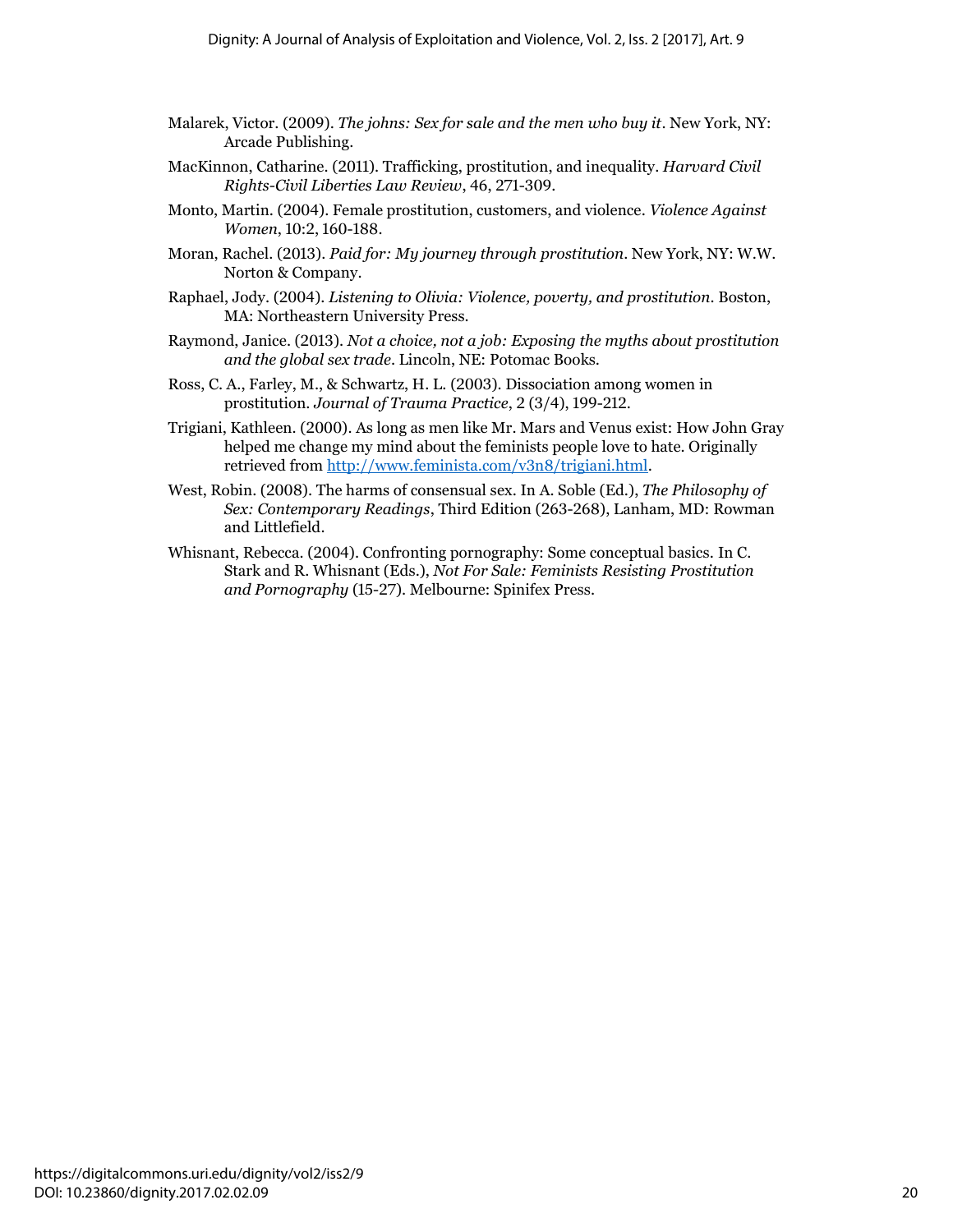Malarek, Victor. (2009). *The johns: Sex for sale and the men who buy it*. New York, NY: Arcade Publishing.

MacKinnon, Catharine. (2011). Trafficking, prostitution, and inequality. *Harvard Civil Rights-Civil Liberties Law Review*, 46, 271-309.

Monto, Martin. (2004). Female prostitution, customers, and violence. *Violence Against Women*, 10:2, 160-188.

Moran, Rachel. (2013). *Paid for: My journey through prostitution*. New York, NY: W.W. Norton & Company.

Raphael, Jody. (2004). *Listening to Olivia: Violence, poverty, and prostitution*. Boston, MA: Northeastern University Press.

Raymond, Janice. (2013). *Not a choice, not a job: Exposing the myths about prostitution and the global sex trade*. Lincoln, NE: Potomac Books.

Ross, C. A., Farley, M., & Schwartz, H. L. (2003). Dissociation among women in prostitution. *Journal of Trauma Practice*, 2 (3/4), 199-212.

Trigiani, Kathleen. (2000). As long as men like Mr. Mars and Venus exist: How John Gray helped me change my mind about the feminists people love to hate. Originally retrieved from http://www.feminista.com/v3n8/trigiani.html.

West, Robin. (2008). The harms of consensual sex. In A. Soble (Ed.), *The Philosophy of Sex: Contemporary Readings*, Third Edition (263-268), Lanham, MD: Rowman and Littlefield.

Whisnant, Rebecca. (2004). Confronting pornography: Some conceptual basics. In C. Stark and R. Whisnant (Eds.), *Not For Sale: Feminists Resisting Prostitution and Pornography* (15-27). Melbourne: Spinifex Press.